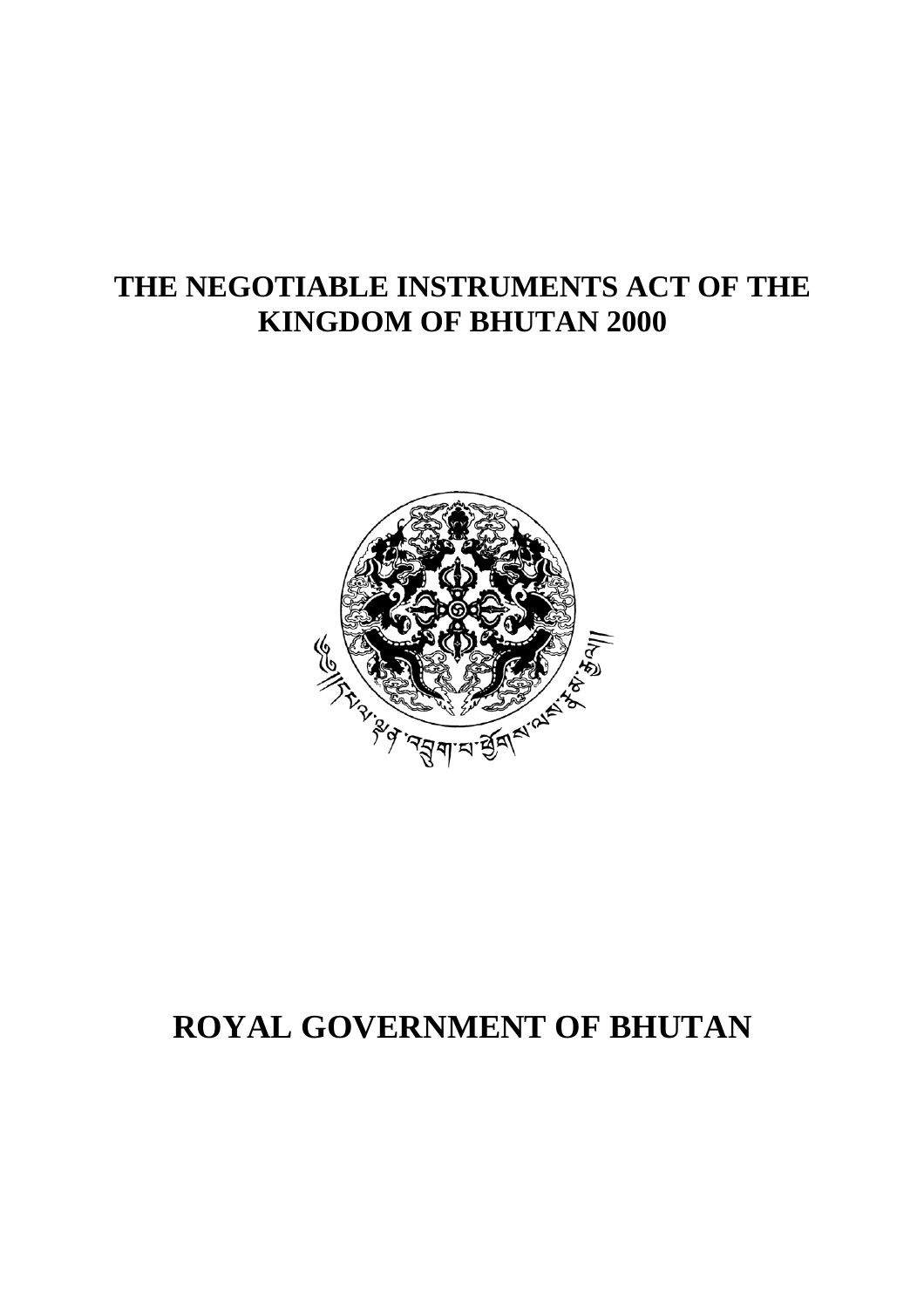# THE NEGOTIABLE INSTRUMENTS ACT OF THE KINGDOM OF BHUTAN 2000

# ROYAL GOVERNMENT OF BHUTAN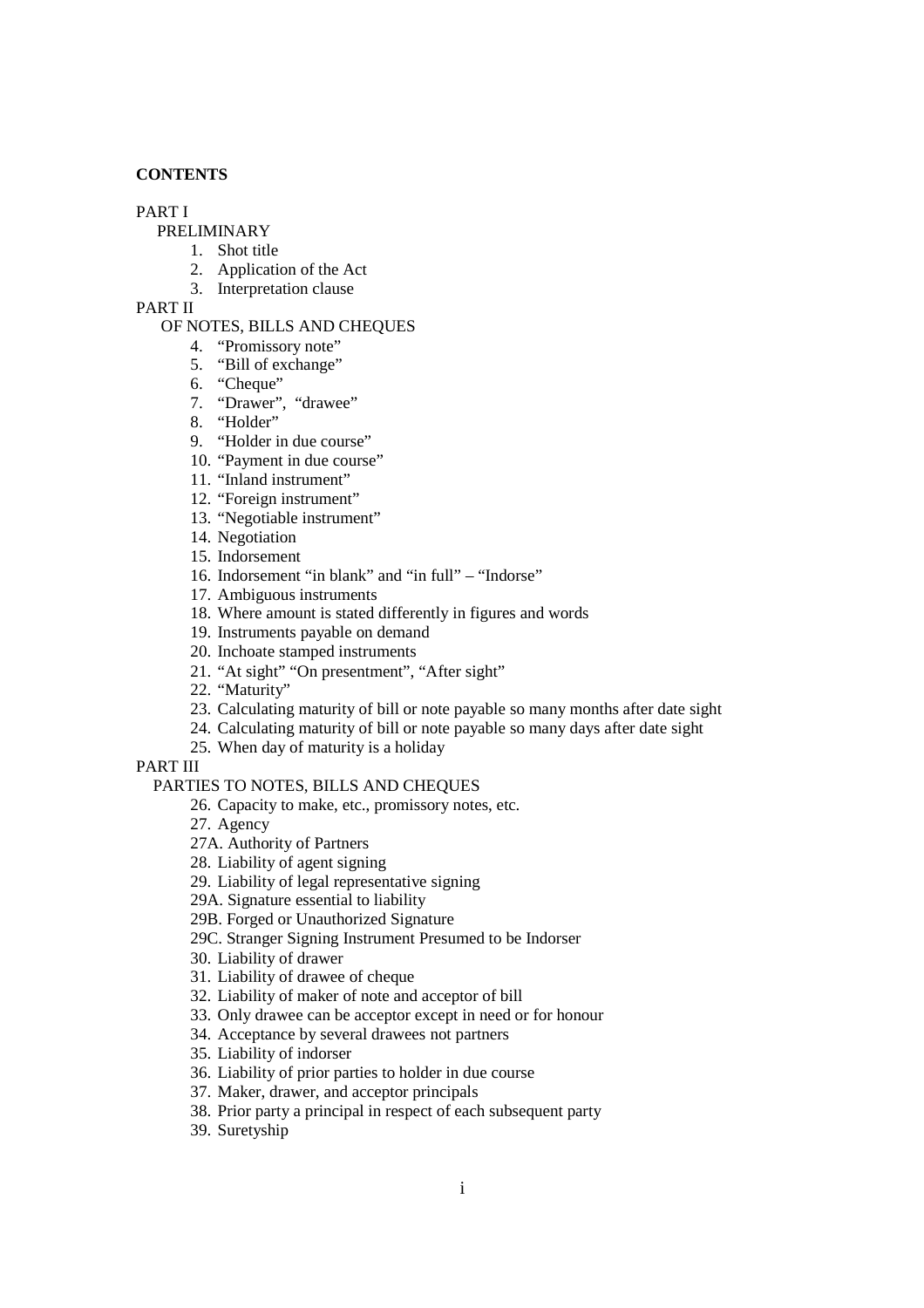**CONTENTS**

PART I

PRELIMINARY

1. Shot title
2. Application of the Act
3. Interpretation clause

PART II

OF NOTES, BILLS AND CHEQUES

4. "Promissory note"
5. "Bill of exchange"
6. "Cheque"
7. "Drawer", "drawee"
8. "Holder"
9. "Holder in due course"
10. "Payment in due course"
11. "Inland instrument"
12. "Foreign instrument"
13. "Negotiable instrument"
14. Negotiation
15. Indorsement
16. Indorsement "in blank" and "in full" – "Indorse"
17. Ambiguous instruments
18. Where amount is stated differently in figures and words
19. Instruments payable on demand
20. Inchoate stamped instruments
21. "At sight" "On presentment", "After sight"
22. "Maturity"
23. Calculating maturity of bill or note payable so many months after date sight
24. Calculating maturity of bill or note payable so many days after date sight
25. When day of maturity is a holiday

PART III

PARTIES TO NOTES, BILLS AND CHEQUES

26. Capacity to make, etc., promissory notes, etc.
27. Agency

27A. Authority of Partners

28. Liability of agent signing
29. Liability of legal representative signing

29A. Signature essential to liability

29B. Forged or Unauthorized Signature

29C. Stranger Signing Instrument Presumed to be Indorser

30. Liability of drawer
31. Liability of drawee of cheque
32. Liability of maker of note and acceptor of bill
33. Only drawee can be acceptor except in need or for honour
34. Acceptance by several drawees not partners
35. Liability of indorser
36. Liability of prior parties to holder in due course
37. Maker, drawer, and acceptor principals
38. Prior party a principal in respect of each subsequent party
39. Suretyship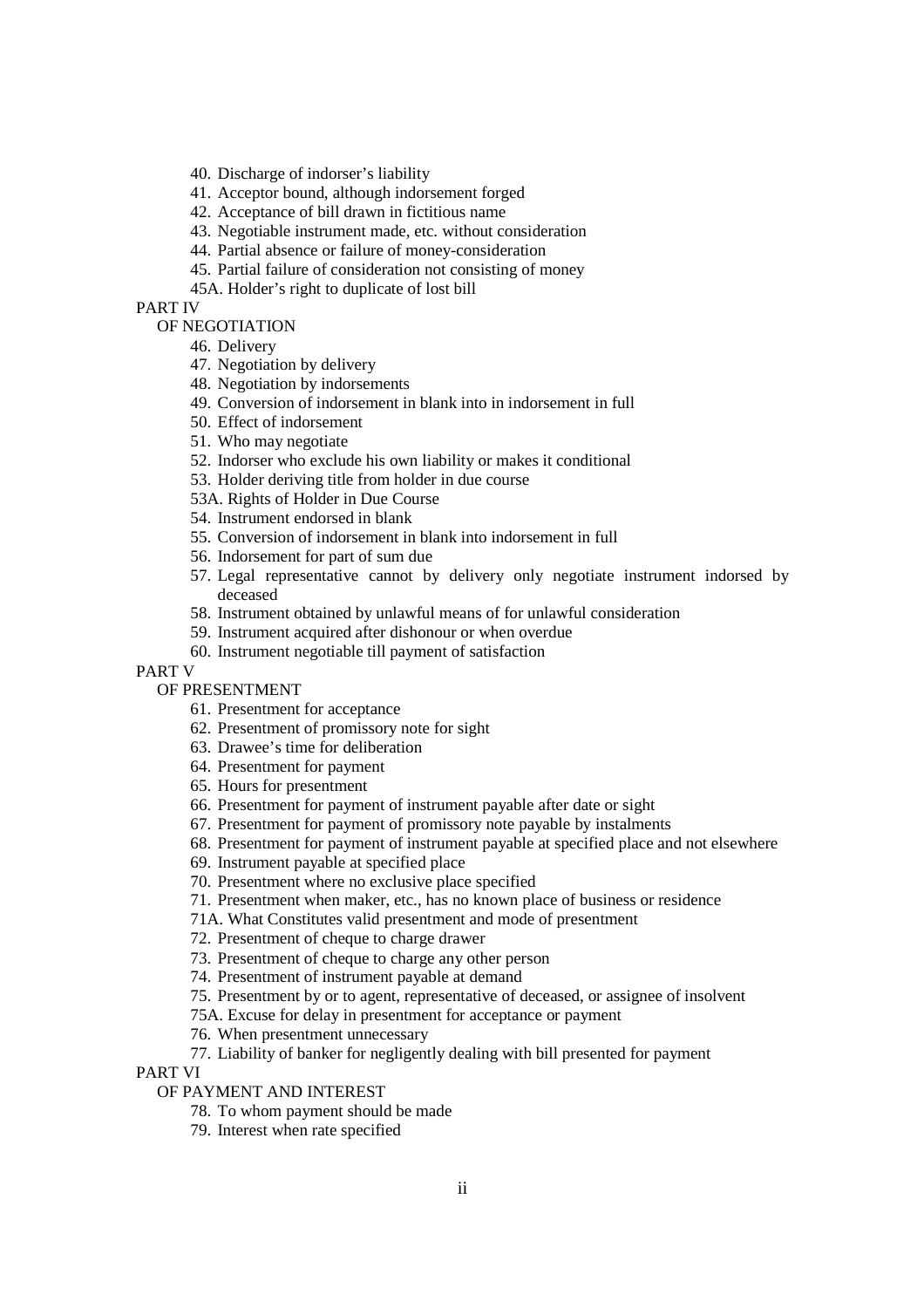40. Discharge of indorser's liability
41. Acceptor bound, although indorsement forged
42. Acceptance of bill drawn in fictitious name
43. Negotiable instrument made, etc. without consideration
44. Partial absence or failure of money-consideration
45. Partial failure of consideration not consisting of money

45A. Holder's right to duplicate of lost bill

PART IV

OF NEGOTIATION

46. Delivery
47. Negotiation by delivery
48. Negotiation by indorsements
49. Conversion of indorsement in blank into in indorsement in full
50. Effect of indorsement
51. Who may negotiate
52. Indorser who exclude his own liability or makes it conditional
53. Holder deriving title from holder in due course

53A. Rights of Holder in Due Course

54. Instrument endorsed in blank
55. Conversion of indorsement in blank into indorsement in full
56. Indorsement for part of sum due
57. Legal representative cannot by delivery only negotiate instrument indorsed by deceased
58. Instrument obtained by unlawful means of for unlawful consideration
59. Instrument acquired after dishonour or when overdue
60. Instrument negotiable till payment of satisfaction

PART V

OF PRESENTMENT

61. Presentment for acceptance
62. Presentment of promissory note for sight
63. Drawee's time for deliberation
64. Presentment for payment
65. Hours for presentment
66. Presentment for payment of instrument payable after date or sight
67. Presentment for payment of promissory note payable by instalments
68. Presentment for payment of instrument payable at specified place and not elsewhere
69. Instrument payable at specified place
70. Presentment where no exclusive place specified
71. Presentment when maker, etc., has no known place of business or residence

71A. What Constitutes valid presentment and mode of presentment

72. Presentment of cheque to charge drawer
73. Presentment of cheque to charge any other person
74. Presentment of instrument payable at demand
75. Presentment by or to agent, representative of deceased, or assignee of insolvent

75A. Excuse for delay in presentment for acceptance or payment

76. When presentment unnecessary
77. Liability of banker for negligently dealing with bill presented for payment

PART VI

OF PAYMENT AND INTEREST

78. To whom payment should be made
79. Interest when rate specified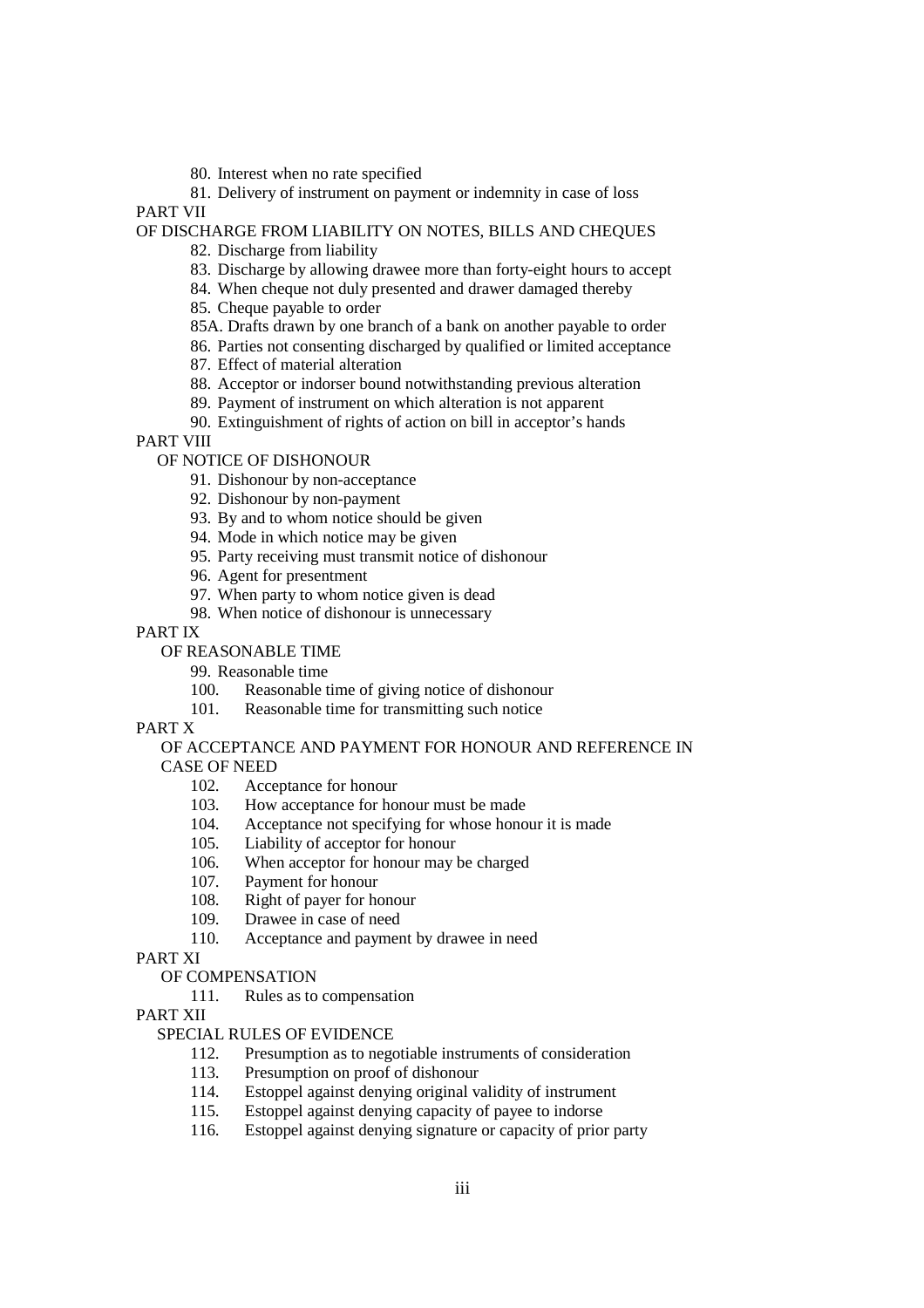80. Interest when no rate specified

81. Delivery of instrument on payment or indemnity in case of loss

PART VII

OF DISCHARGE FROM LIABILITY ON NOTES, BILLS AND CHEQUES

82. Discharge from liability

83. Discharge by allowing drawee more than forty-eight hours to accept

84. When cheque not duly presented and drawer damaged thereby

85. Cheque payable to order

85A. Drafts drawn by one branch of a bank on another payable to order

86. Parties not consenting discharged by qualified or limited acceptance

87. Effect of material alteration

88. Acceptor or indorser bound notwithstanding previous alteration

89. Payment of instrument on which alteration is not apparent

90. Extinguishment of rights of action on bill in acceptor's hands

PART VIII

OF NOTICE OF DISHONOUR

91. Dishonour by non-acceptance

92. Dishonour by non-payment

93. By and to whom notice should be given

94. Mode in which notice may be given

95. Party receiving must transmit notice of dishonour

96. Agent for presentment

97. When party to whom notice given is dead

98. When notice of dishonour is unnecessary

PART IX

OF REASONABLE TIME

99. Reasonable time

100. Reasonable time of giving notice of dishonour

101. Reasonable time for transmitting such notice

PART X

OF ACCEPTANCE AND PAYMENT FOR HONOUR AND REFERENCE IN CASE OF NEED

102. Acceptance for honour

103. How acceptance for honour must be made

104. Acceptance not specifying for whose honour it is made

105. Liability of acceptor for honour

106. When acceptor for honour may be charged

107. Payment for honour

108. Right of payer for honour

109. Drawee in case of need

110. Acceptance and payment by drawee in need

PART XI

OF COMPENSATION

111. Rules as to compensation

PART XII

SPECIAL RULES OF EVIDENCE

112. Presumption as to negotiable instruments of consideration

113. Presumption on proof of dishonour

114. Estoppel against denying original validity of instrument

115. Estoppel against denying capacity of payee to indorse

116. Estoppel against denying signature or capacity of prior party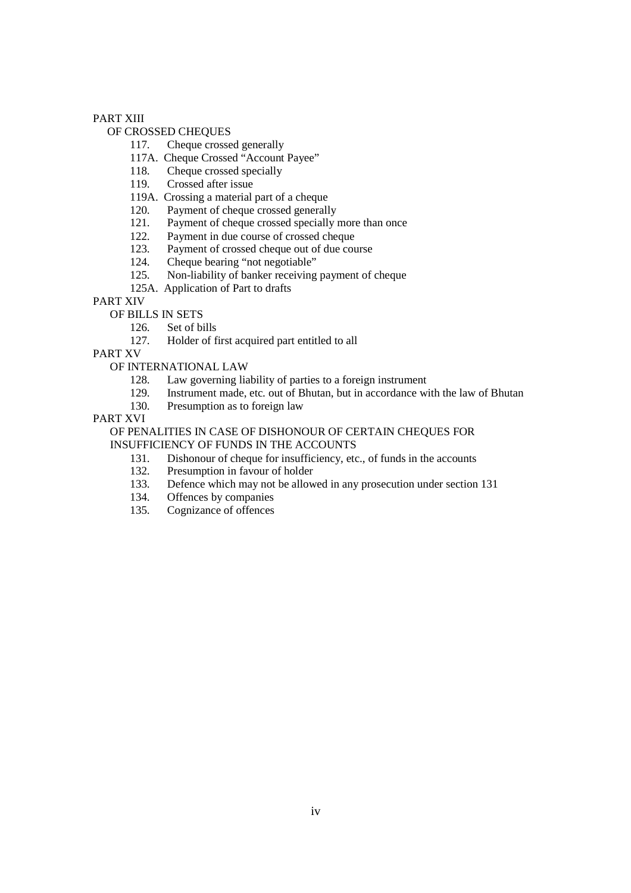PART XIII

OF CROSSED CHEQUES

- 117. Cheque crossed generally
- 117A. Cheque Crossed "Account Payee"
- 118. Cheque crossed specially
- 119. Crossed after issue
- 119A. Crossing a material part of a cheque
- 120. Payment of cheque crossed generally
- 121. Payment of cheque crossed specially more than once
- 122. Payment in due course of crossed cheque
- 123. Payment of crossed cheque out of due course
- 124. Cheque bearing "not negotiable"
- 125. Non-liability of banker receiving payment of cheque
- 125A. Application of Part to drafts

PART XIV

OF BILLS IN SETS

- 126. Set of bills
- 127. Holder of first acquired part entitled to all

PART XV

OF INTERNATIONAL LAW

- 128. Law governing liability of parties to a foreign instrument
- 129. Instrument made, etc. out of Bhutan, but in accordance with the law of Bhutan
- 130. Presumption as to foreign law

PART XVI

OF PENALITIES IN CASE OF DISHONOUR OF CERTAIN CHEQUES FOR INSUFFICIENCY OF FUNDS IN THE ACCOUNTS

- 131. Dishonour of cheque for insufficiency, etc., of funds in the accounts
- 132. Presumption in favour of holder
- 133. Defence which may not be allowed in any prosecution under section 131
- 134. Offences by companies
- 135. Cognizance of offences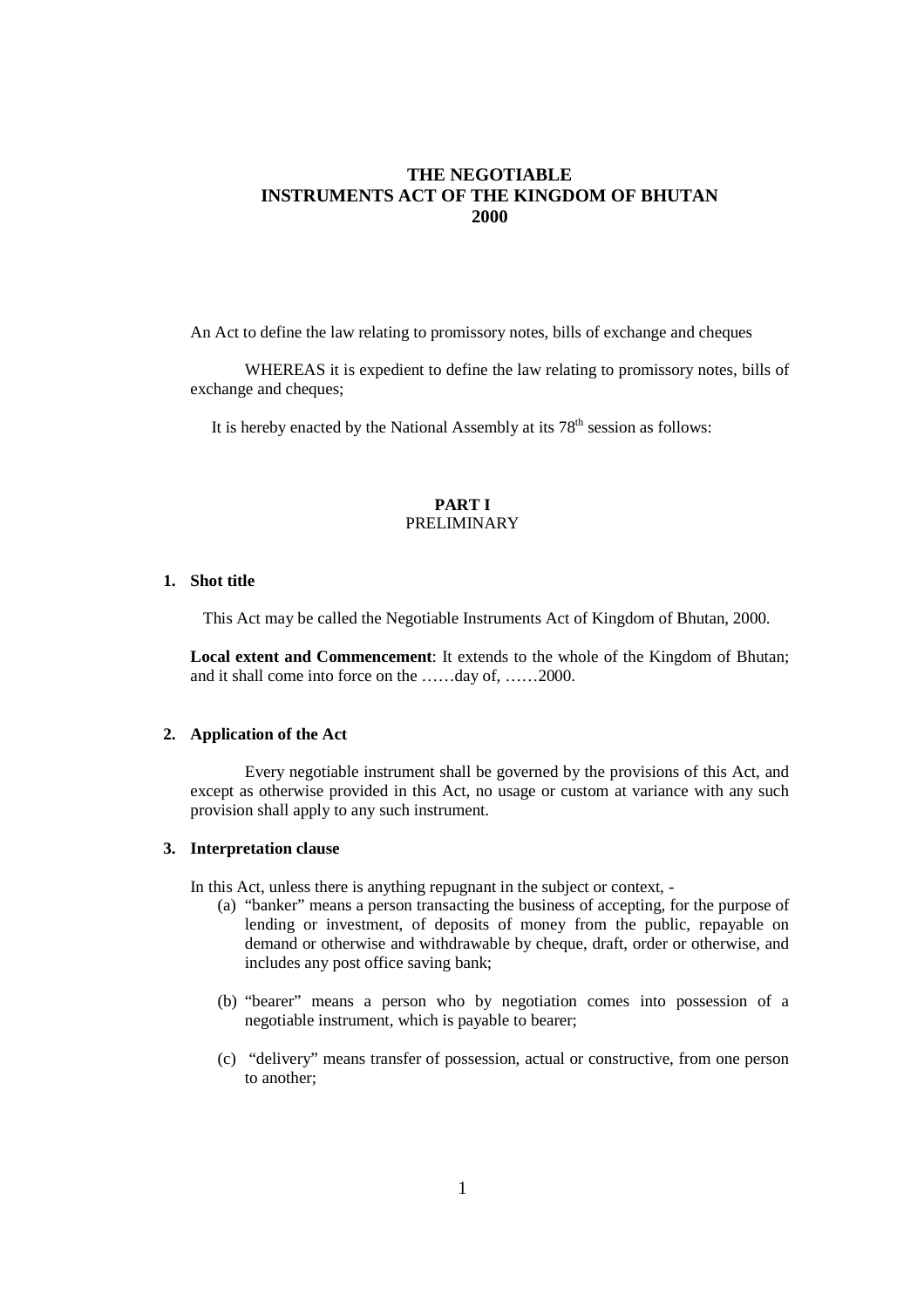# THE NEGOTIABLE INSTRUMENTS ACT OF THE KINGDOM OF BHUTAN 2000

An Act to define the law relating to promissory notes, bills of exchange and cheques

WHEREAS it is expedient to define the law relating to promissory notes, bills of exchange and cheques;

It is hereby enacted by the National Assembly at its 78th session as follows:

## PART I
PRELIMINARY

### 1. Shot title

This Act may be called the Negotiable Instruments Act of Kingdom of Bhutan, 2000.

**Local extent and Commencement**: It extends to the whole of the Kingdom of Bhutan; and it shall come into force on the ……day of, ……2000.

### 2. Application of the Act

Every negotiable instrument shall be governed by the provisions of this Act, and except as otherwise provided in this Act, no usage or custom at variance with any such provision shall apply to any such instrument.

### 3. Interpretation clause

In this Act, unless there is anything repugnant in the subject or context, -

(a) "banker" means a person transacting the business of accepting, for the purpose of lending or investment, of deposits of money from the public, repayable on demand or otherwise and withdrawable by cheque, draft, order or otherwise, and includes any post office saving bank;

(b) "bearer" means a person who by negotiation comes into possession of a negotiable instrument, which is payable to bearer;

(c) "delivery" means transfer of possession, actual or constructive, from one person to another;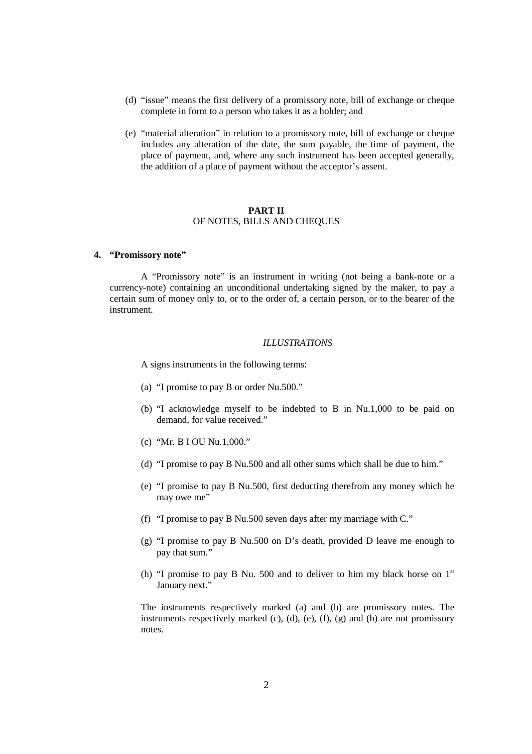(d) "issue" means the first delivery of a promissory note, bill of exchange or cheque complete in form to a person who takes it as a holder; and

(e) "material alteration" in relation to a promissory note, bill of exchange or cheque includes any alteration of the date, the sum payable, the time of payment, the place of payment, and, where any such instrument has been accepted generally, the addition of a place of payment without the acceptor's assent.

## PART II
OF NOTES, BILLS AND CHEQUES

### 4. "Promissory note"

A "Promissory note" is an instrument in writing (not being a bank-note or a currency-note) containing an unconditional undertaking signed by the maker, to pay a certain sum of money only to, or to the order of, a certain person, or to the bearer of the instrument.

*ILLUSTRATIONS*

A signs instruments in the following terms:

(a) "I promise to pay B or order Nu.500."

(b) "I acknowledge myself to be indebted to B in Nu.1,000 to be paid on demand, for value received."

(c) "Mr. B I OU Nu.1,000."

(d) "I promise to pay B Nu.500 and all other sums which shall be due to him."

(e) "I promise to pay B Nu.500, first deducting therefrom any money which he may owe me"

(f) "I promise to pay B Nu.500 seven days after my marriage with C."

(g) "I promise to pay B Nu.500 on D's death, provided D leave me enough to pay that sum."

(h) "I promise to pay B Nu. 500 and to deliver to him my black horse on 1st January next."

The instruments respectively marked (a) and (b) are promissory notes. The instruments respectively marked (c), (d), (e), (f), (g) and (h) are not promissory notes.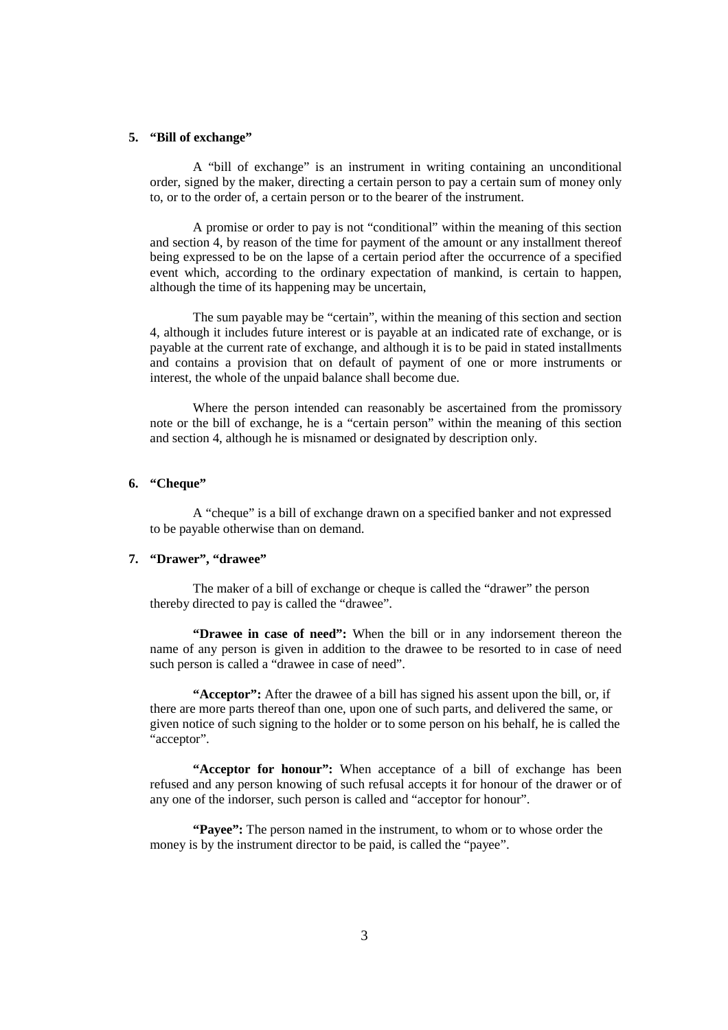**5. "Bill of exchange"**

A "bill of exchange" is an instrument in writing containing an unconditional order, signed by the maker, directing a certain person to pay a certain sum of money only to, or to the order of, a certain person or to the bearer of the instrument.

A promise or order to pay is not "conditional" within the meaning of this section and section 4, by reason of the time for payment of the amount or any installment thereof being expressed to be on the lapse of a certain period after the occurrence of a specified event which, according to the ordinary expectation of mankind, is certain to happen, although the time of its happening may be uncertain,

The sum payable may be "certain", within the meaning of this section and section 4, although it includes future interest or is payable at an indicated rate of exchange, or is payable at the current rate of exchange, and although it is to be paid in stated installments and contains a provision that on default of payment of one or more instruments or interest, the whole of the unpaid balance shall become due.

Where the person intended can reasonably be ascertained from the promissory note or the bill of exchange, he is a "certain person" within the meaning of this section and section 4, although he is misnamed or designated by description only.

**6. "Cheque"**

A "cheque" is a bill of exchange drawn on a specified banker and not expressed to be payable otherwise than on demand.

**7. "Drawer", "drawee"**

The maker of a bill of exchange or cheque is called the "drawer" the person thereby directed to pay is called the "drawee".

**"Drawee in case of need":** When the bill or in any indorsement thereon the name of any person is given in addition to the drawee to be resorted to in case of need such person is called a "drawee in case of need".

**"Acceptor":** After the drawee of a bill has signed his assent upon the bill, or, if there are more parts thereof than one, upon one of such parts, and delivered the same, or given notice of such signing to the holder or to some person on his behalf, he is called the "acceptor".

**"Acceptor for honour":** When acceptance of a bill of exchange has been refused and any person knowing of such refusal accepts it for honour of the drawer or of any one of the indorser, such person is called and "acceptor for honour".

**"Payee":** The person named in the instrument, to whom or to whose order the money is by the instrument director to be paid, is called the "payee".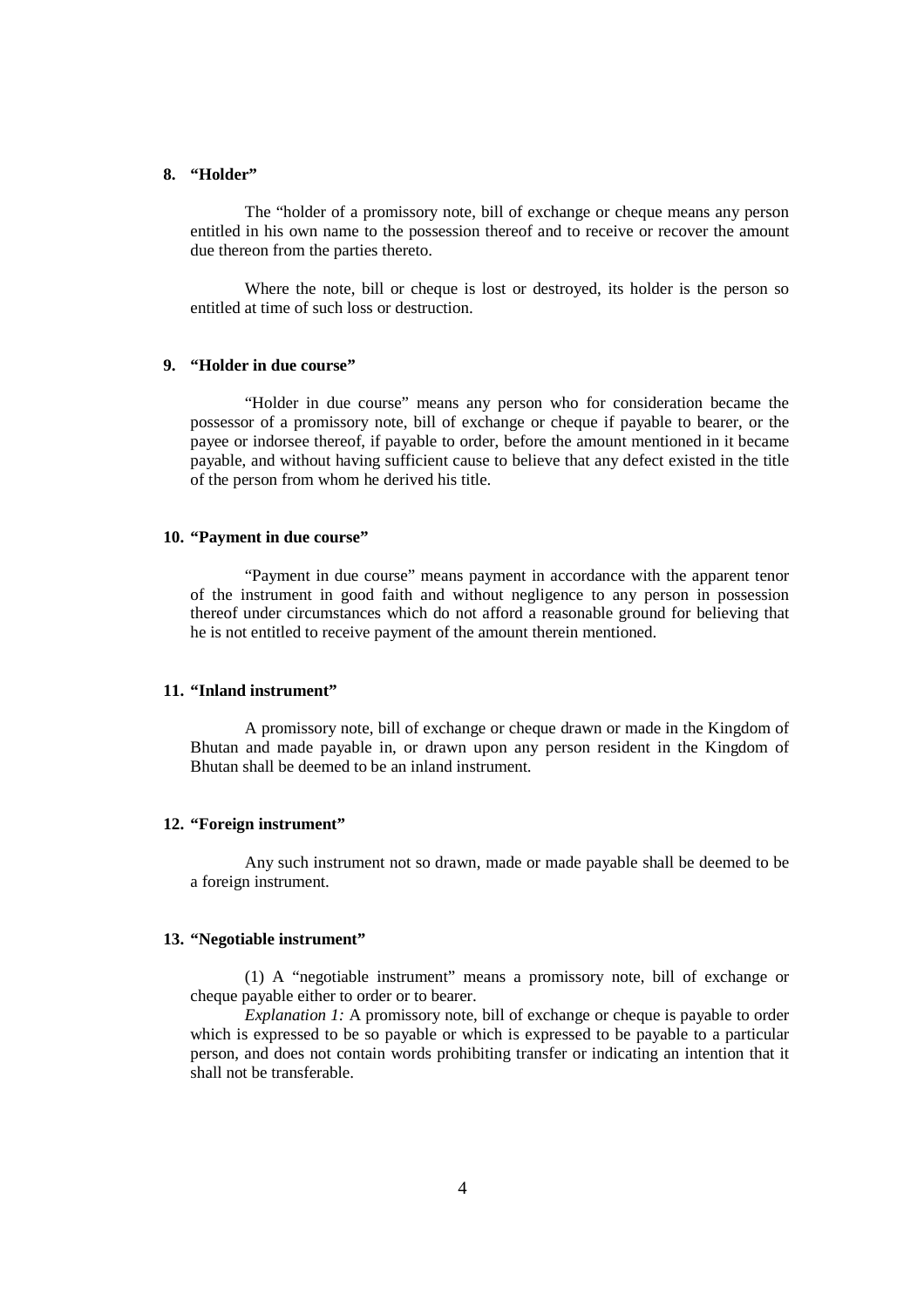### 8. "Holder"

The "holder of a promissory note, bill of exchange or cheque means any person entitled in his own name to the possession thereof and to receive or recover the amount due thereon from the parties thereto.

Where the note, bill or cheque is lost or destroyed, its holder is the person so entitled at time of such loss or destruction.

### 9. "Holder in due course"

"Holder in due course" means any person who for consideration became the possessor of a promissory note, bill of exchange or cheque if payable to bearer, or the payee or indorsee thereof, if payable to order, before the amount mentioned in it became payable, and without having sufficient cause to believe that any defect existed in the title of the person from whom he derived his title.

### 10. "Payment in due course"

"Payment in due course" means payment in accordance with the apparent tenor of the instrument in good faith and without negligence to any person in possession thereof under circumstances which do not afford a reasonable ground for believing that he is not entitled to receive payment of the amount therein mentioned.

### 11. "Inland instrument"

A promissory note, bill of exchange or cheque drawn or made in the Kingdom of Bhutan and made payable in, or drawn upon any person resident in the Kingdom of Bhutan shall be deemed to be an inland instrument.

### 12. "Foreign instrument"

Any such instrument not so drawn, made or made payable shall be deemed to be a foreign instrument.

### 13. "Negotiable instrument"

(1) A "negotiable instrument" means a promissory note, bill of exchange or cheque payable either to order or to bearer.

*Explanation 1:* A promissory note, bill of exchange or cheque is payable to order which is expressed to be so payable or which is expressed to be payable to a particular person, and does not contain words prohibiting transfer or indicating an intention that it shall not be transferable.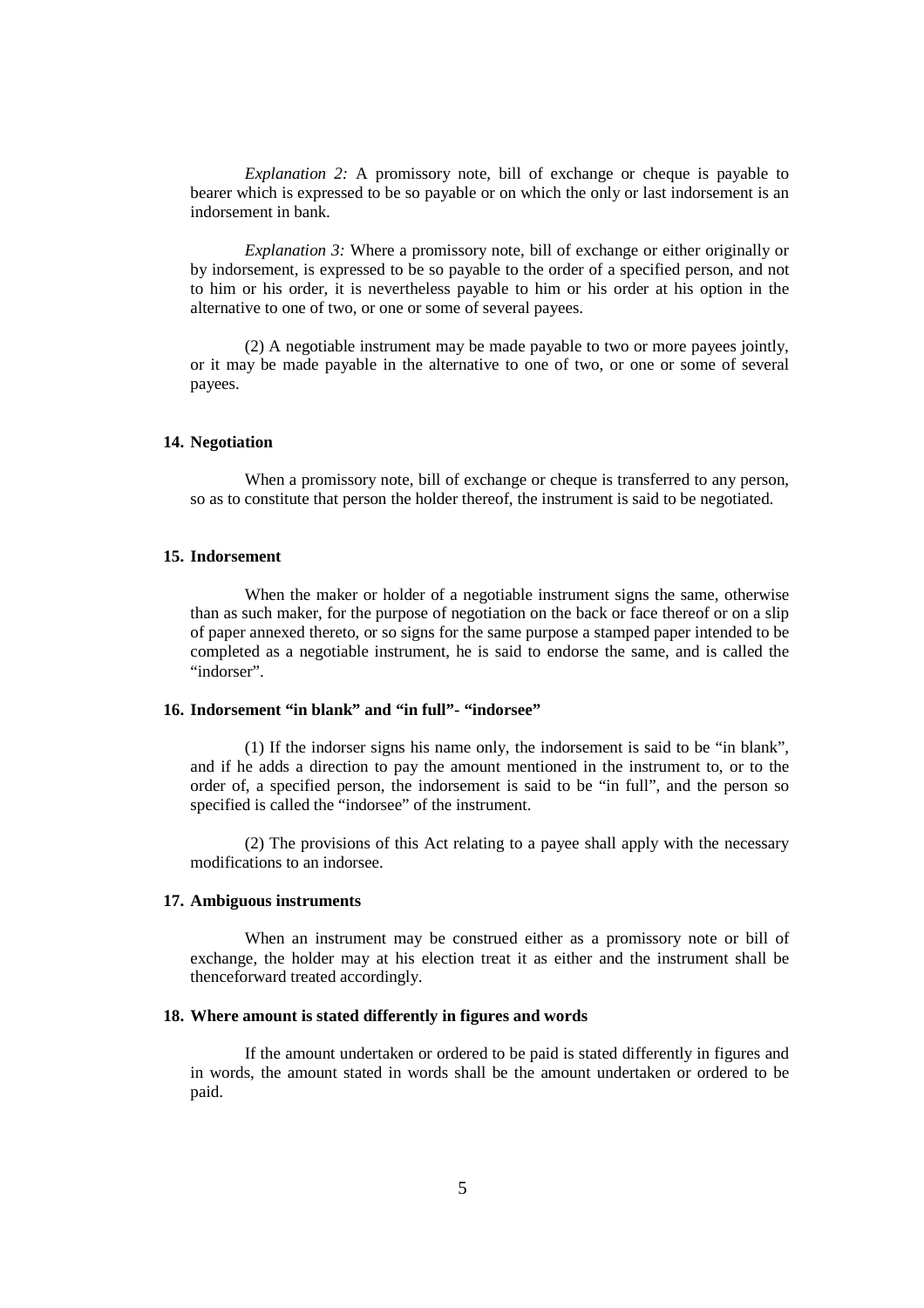*Explanation 2:* A promissory note, bill of exchange or cheque is payable to bearer which is expressed to be so payable or on which the only or last indorsement is an indorsement in bank.

*Explanation 3:* Where a promissory note, bill of exchange or either originally or by indorsement, is expressed to be so payable to the order of a specified person, and not to him or his order, it is nevertheless payable to him or his order at his option in the alternative to one of two, or one or some of several payees.

(2) A negotiable instrument may be made payable to two or more payees jointly, or it may be made payable in the alternative to one of two, or one or some of several payees.

**14. Negotiation**

When a promissory note, bill of exchange or cheque is transferred to any person, so as to constitute that person the holder thereof, the instrument is said to be negotiated.

**15. Indorsement**

When the maker or holder of a negotiable instrument signs the same, otherwise than as such maker, for the purpose of negotiation on the back or face thereof or on a slip of paper annexed thereto, or so signs for the same purpose a stamped paper intended to be completed as a negotiable instrument, he is said to endorse the same, and is called the "indorser".

**16. Indorsement "in blank" and "in full"- "indorsee"**

(1) If the indorser signs his name only, the indorsement is said to be "in blank", and if he adds a direction to pay the amount mentioned in the instrument to, or to the order of, a specified person, the indorsement is said to be "in full", and the person so specified is called the "indorsee" of the instrument.

(2) The provisions of this Act relating to a payee shall apply with the necessary modifications to an indorsee.

**17. Ambiguous instruments**

When an instrument may be construed either as a promissory note or bill of exchange, the holder may at his election treat it as either and the instrument shall be thenceforward treated accordingly.

**18. Where amount is stated differently in figures and words**

If the amount undertaken or ordered to be paid is stated differently in figures and in words, the amount stated in words shall be the amount undertaken or ordered to be paid.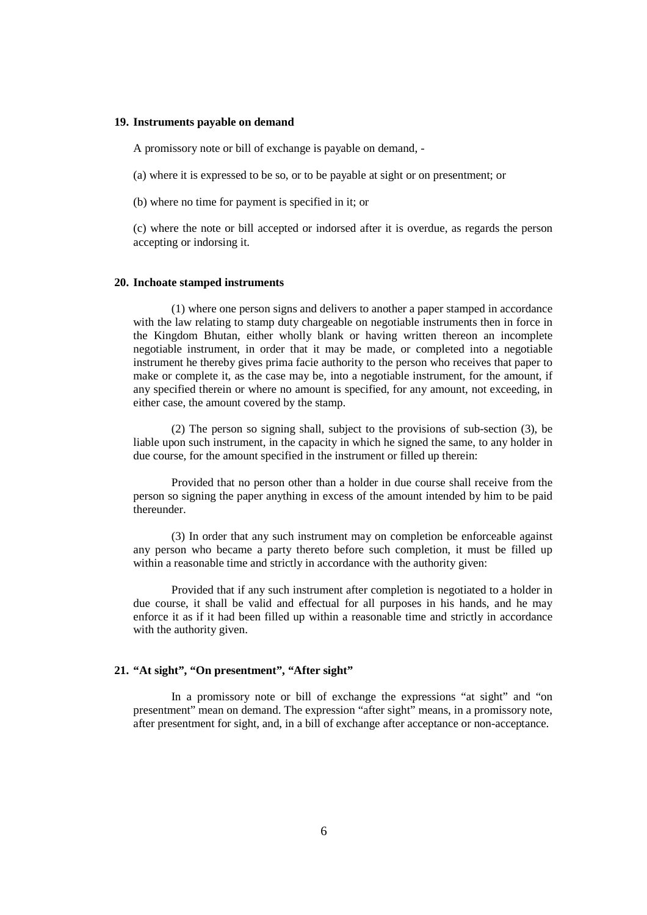### 19. Instruments payable on demand

A promissory note or bill of exchange is payable on demand, -

(a) where it is expressed to be so, or to be payable at sight or on presentment; or

(b) where no time for payment is specified in it; or

(c) where the note or bill accepted or indorsed after it is overdue, as regards the person accepting or indorsing it.

### 20. Inchoate stamped instruments

(1) where one person signs and delivers to another a paper stamped in accordance with the law relating to stamp duty chargeable on negotiable instruments then in force in the Kingdom Bhutan, either wholly blank or having written thereon an incomplete negotiable instrument, in order that it may be made, or completed into a negotiable instrument he thereby gives prima facie authority to the person who receives that paper to make or complete it, as the case may be, into a negotiable instrument, for the amount, if any specified therein or where no amount is specified, for any amount, not exceeding, in either case, the amount covered by the stamp.

(2) The person so signing shall, subject to the provisions of sub-section (3), be liable upon such instrument, in the capacity in which he signed the same, to any holder in due course, for the amount specified in the instrument or filled up therein:

Provided that no person other than a holder in due course shall receive from the person so signing the paper anything in excess of the amount intended by him to be paid thereunder.

(3) In order that any such instrument may on completion be enforceable against any person who became a party thereto before such completion, it must be filled up within a reasonable time and strictly in accordance with the authority given:

Provided that if any such instrument after completion is negotiated to a holder in due course, it shall be valid and effectual for all purposes in his hands, and he may enforce it as if it had been filled up within a reasonable time and strictly in accordance with the authority given.

### 21. "At sight", "On presentment", "After sight"

In a promissory note or bill of exchange the expressions "at sight" and "on presentment" mean on demand. The expression "after sight" means, in a promissory note, after presentment for sight, and, in a bill of exchange after acceptance or non-acceptance.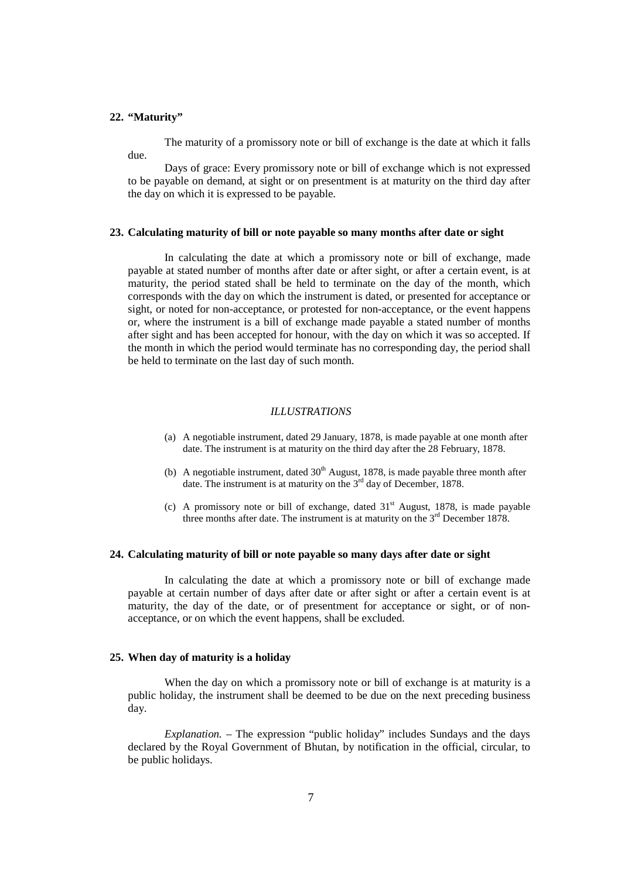## 22. "Maturity"

The maturity of a promissory note or bill of exchange is the date at which it falls due.

Days of grace: Every promissory note or bill of exchange which is not expressed to be payable on demand, at sight or on presentment is at maturity on the third day after the day on which it is expressed to be payable.

## 23. Calculating maturity of bill or note payable so many months after date or sight

In calculating the date at which a promissory note or bill of exchange, made payable at stated number of months after date or after sight, or after a certain event, is at maturity, the period stated shall be held to terminate on the day of the month, which corresponds with the day on which the instrument is dated, or presented for acceptance or sight, or noted for non-acceptance, or protested for non-acceptance, or the event happens or, where the instrument is a bill of exchange made payable a stated number of months after sight and has been accepted for honour, with the day on which it was so accepted. If the month in which the period would terminate has no corresponding day, the period shall be held to terminate on the last day of such month.

*ILLUSTRATIONS*

(a) A negotiable instrument, dated 29 January, 1878, is made payable at one month after date. The instrument is at maturity on the third day after the 28 February, 1878.

(b) A negotiable instrument, dated 30th August, 1878, is made payable three month after date. The instrument is at maturity on the 3rd day of December, 1878.

(c) A promissory note or bill of exchange, dated 31st August, 1878, is made payable three months after date. The instrument is at maturity on the 3rd December 1878.

## 24. Calculating maturity of bill or note payable so many days after date or sight

In calculating the date at which a promissory note or bill of exchange made payable at certain number of days after date or after sight or after a certain event is at maturity, the day of the date, or of presentment for acceptance or sight, or of non-acceptance, or on which the event happens, shall be excluded.

## 25. When day of maturity is a holiday

When the day on which a promissory note or bill of exchange is at maturity is a public holiday, the instrument shall be deemed to be due on the next preceding business day.

*Explanation.* – The expression "public holiday" includes Sundays and the days declared by the Royal Government of Bhutan, by notification in the official, circular, to be public holidays.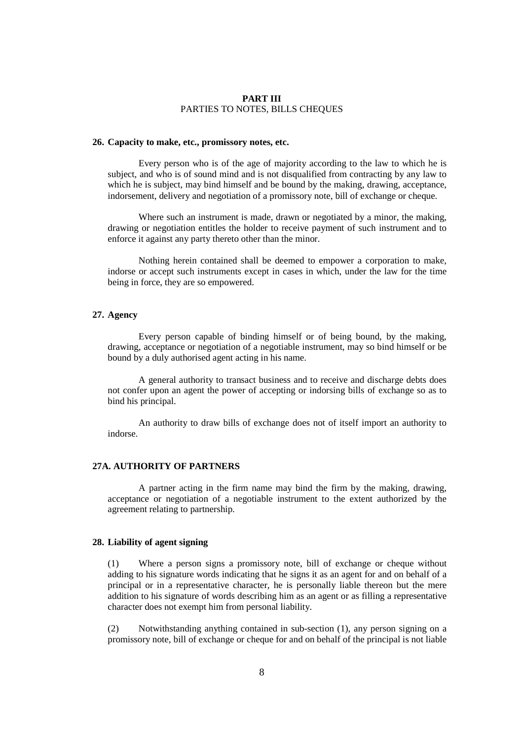## PART III
PARTIES TO NOTES, BILLS CHEQUES

### 26. Capacity to make, etc., promissory notes, etc.

Every person who is of the age of majority according to the law to which he is subject, and who is of sound mind and is not disqualified from contracting by any law to which he is subject, may bind himself and be bound by the making, drawing, acceptance, indorsement, delivery and negotiation of a promissory note, bill of exchange or cheque.

Where such an instrument is made, drawn or negotiated by a minor, the making, drawing or negotiation entitles the holder to receive payment of such instrument and to enforce it against any party thereto other than the minor.

Nothing herein contained shall be deemed to empower a corporation to make, indorse or accept such instruments except in cases in which, under the law for the time being in force, they are so empowered.

### 27. Agency

Every person capable of binding himself or of being bound, by the making, drawing, acceptance or negotiation of a negotiable instrument, may so bind himself or be bound by a duly authorised agent acting in his name.

A general authority to transact business and to receive and discharge debts does not confer upon an agent the power of accepting or indorsing bills of exchange so as to bind his principal.

An authority to draw bills of exchange does not of itself import an authority to indorse.

### 27A. AUTHORITY OF PARTNERS

A partner acting in the firm name may bind the firm by the making, drawing, acceptance or negotiation of a negotiable instrument to the extent authorized by the agreement relating to partnership.

### 28. Liability of agent signing

(1) Where a person signs a promissory note, bill of exchange or cheque without adding to his signature words indicating that he signs it as an agent for and on behalf of a principal or in a representative character, he is personally liable thereon but the mere addition to his signature of words describing him as an agent or as filling a representative character does not exempt him from personal liability.

(2) Notwithstanding anything contained in sub-section (1), any person signing on a promissory note, bill of exchange or cheque for and on behalf of the principal is not liable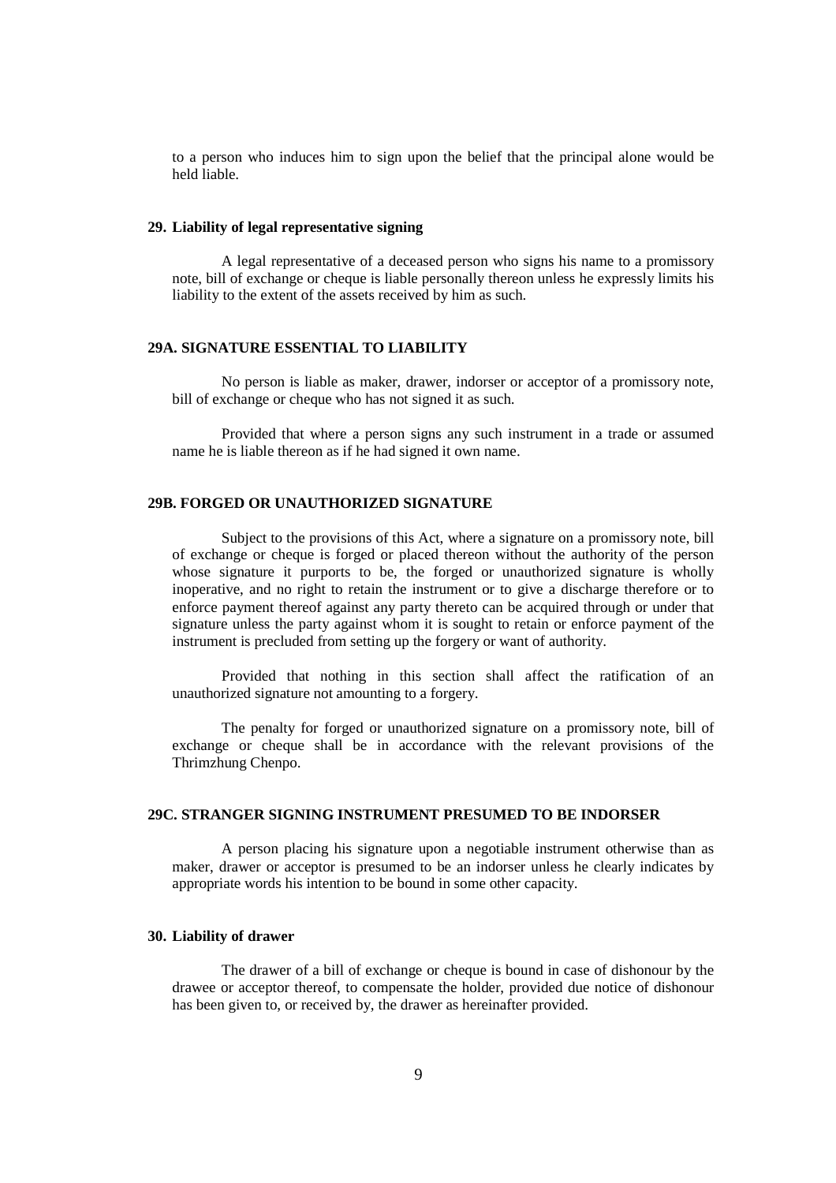to a person who induces him to sign upon the belief that the principal alone would be held liable.

### 29. Liability of legal representative signing

A legal representative of a deceased person who signs his name to a promissory note, bill of exchange or cheque is liable personally thereon unless he expressly limits his liability to the extent of the assets received by him as such.

### 29A. SIGNATURE ESSENTIAL TO LIABILITY

No person is liable as maker, drawer, indorser or acceptor of a promissory note, bill of exchange or cheque who has not signed it as such.

Provided that where a person signs any such instrument in a trade or assumed name he is liable thereon as if he had signed it own name.

### 29B. FORGED OR UNAUTHORIZED SIGNATURE

Subject to the provisions of this Act, where a signature on a promissory note, bill of exchange or cheque is forged or placed thereon without the authority of the person whose signature it purports to be, the forged or unauthorized signature is wholly inoperative, and no right to retain the instrument or to give a discharge therefore or to enforce payment thereof against any party thereto can be acquired through or under that signature unless the party against whom it is sought to retain or enforce payment of the instrument is precluded from setting up the forgery or want of authority.

Provided that nothing in this section shall affect the ratification of an unauthorized signature not amounting to a forgery.

The penalty for forged or unauthorized signature on a promissory note, bill of exchange or cheque shall be in accordance with the relevant provisions of the Thrimzhung Chenpo.

### 29C. STRANGER SIGNING INSTRUMENT PRESUMED TO BE INDORSER

A person placing his signature upon a negotiable instrument otherwise than as maker, drawer or acceptor is presumed to be an indorser unless he clearly indicates by appropriate words his intention to be bound in some other capacity.

### 30. Liability of drawer

The drawer of a bill of exchange or cheque is bound in case of dishonour by the drawee or acceptor thereof, to compensate the holder, provided due notice of dishonour has been given to, or received by, the drawer as hereinafter provided.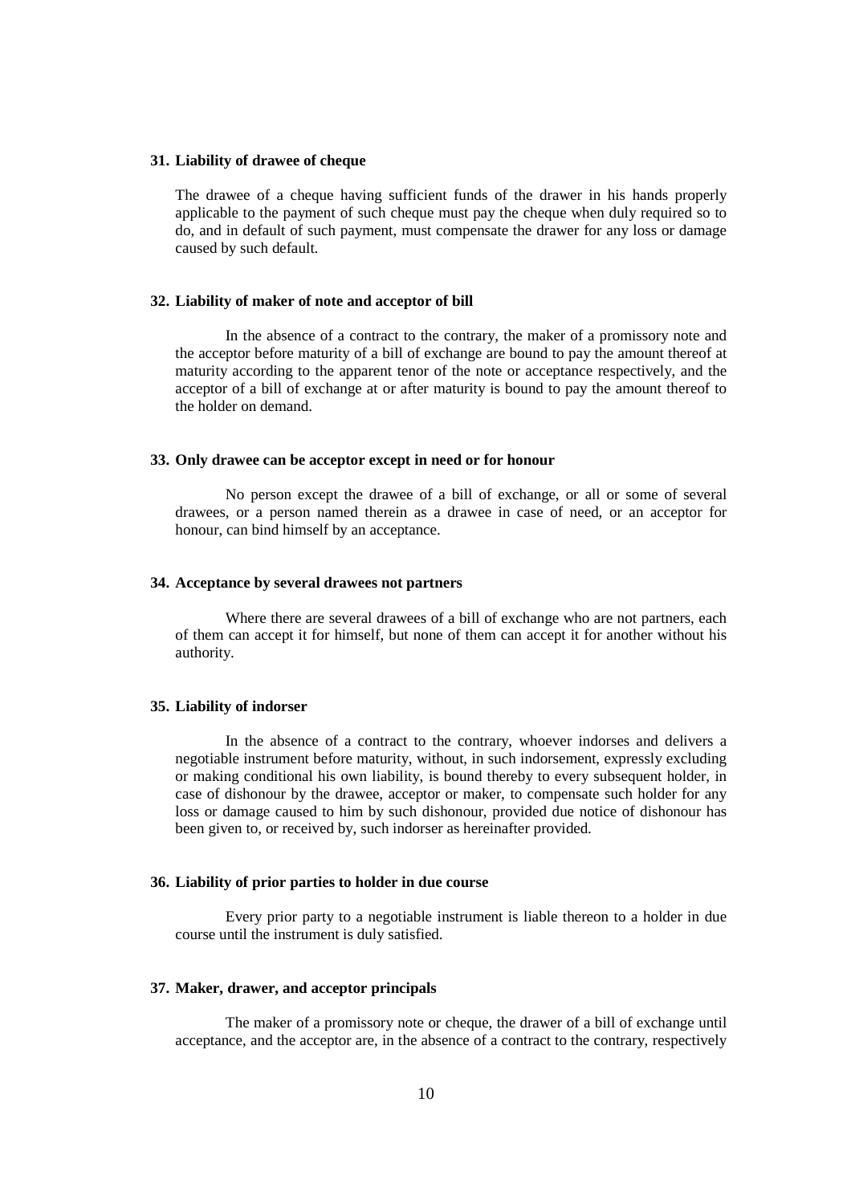### 31. Liability of drawee of cheque

The drawee of a cheque having sufficient funds of the drawer in his hands properly applicable to the payment of such cheque must pay the cheque when duly required so to do, and in default of such payment, must compensate the drawer for any loss or damage caused by such default.

### 32. Liability of maker of note and acceptor of bill

In the absence of a contract to the contrary, the maker of a promissory note and the acceptor before maturity of a bill of exchange are bound to pay the amount thereof at maturity according to the apparent tenor of the note or acceptance respectively, and the acceptor of a bill of exchange at or after maturity is bound to pay the amount thereof to the holder on demand.

### 33. Only drawee can be acceptor except in need or for honour

No person except the drawee of a bill of exchange, or all or some of several drawees, or a person named therein as a drawee in case of need, or an acceptor for honour, can bind himself by an acceptance.

### 34. Acceptance by several drawees not partners

Where there are several drawees of a bill of exchange who are not partners, each of them can accept it for himself, but none of them can accept it for another without his authority.

### 35. Liability of indorser

In the absence of a contract to the contrary, whoever indorses and delivers a negotiable instrument before maturity, without, in such indorsement, expressly excluding or making conditional his own liability, is bound thereby to every subsequent holder, in case of dishonour by the drawee, acceptor or maker, to compensate such holder for any loss or damage caused to him by such dishonour, provided due notice of dishonour has been given to, or received by, such indorser as hereinafter provided.

### 36. Liability of prior parties to holder in due course

Every prior party to a negotiable instrument is liable thereon to a holder in due course until the instrument is duly satisfied.

### 37. Maker, drawer, and acceptor principals

The maker of a promissory note or cheque, the drawer of a bill of exchange until acceptance, and the acceptor are, in the absence of a contract to the contrary, respectively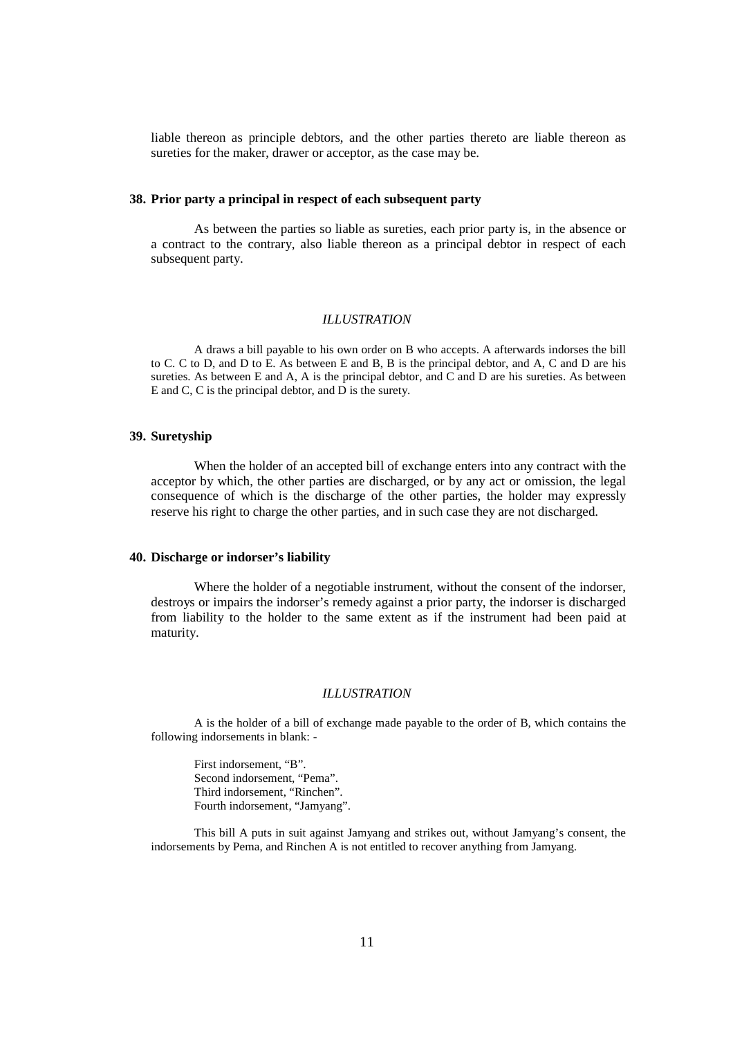liable thereon as principle debtors, and the other parties thereto are liable thereon as sureties for the maker, drawer or acceptor, as the case may be.

### 38. Prior party a principal in respect of each subsequent party

As between the parties so liable as sureties, each prior party is, in the absence or a contract to the contrary, also liable thereon as a principal debtor in respect of each subsequent party.

*ILLUSTRATION*

A draws a bill payable to his own order on B who accepts. A afterwards indorses the bill to C. C to D, and D to E. As between E and B, B is the principal debtor, and A, C and D are his sureties. As between E and A, A is the principal debtor, and C and D are his sureties. As between E and C, C is the principal debtor, and D is the surety.

### 39. Suretyship

When the holder of an accepted bill of exchange enters into any contract with the acceptor by which, the other parties are discharged, or by any act or omission, the legal consequence of which is the discharge of the other parties, the holder may expressly reserve his right to charge the other parties, and in such case they are not discharged.

### 40. Discharge or indorser's liability

Where the holder of a negotiable instrument, without the consent of the indorser, destroys or impairs the indorser's remedy against a prior party, the indorser is discharged from liability to the holder to the same extent as if the instrument had been paid at maturity.

*ILLUSTRATION*

A is the holder of a bill of exchange made payable to the order of B, which contains the following indorsements in blank: -

First indorsement, "B".
Second indorsement, "Pema".
Third indorsement, "Rinchen".
Fourth indorsement, "Jamyang".

This bill A puts in suit against Jamyang and strikes out, without Jamyang's consent, the indorsements by Pema, and Rinchen A is not entitled to recover anything from Jamyang.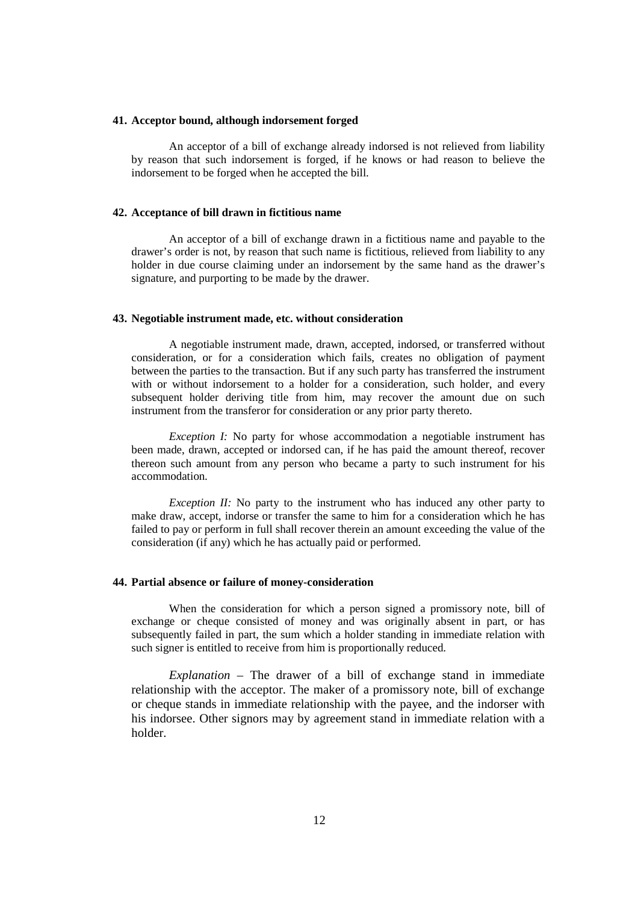**41. Acceptor bound, although indorsement forged**

An acceptor of a bill of exchange already indorsed is not relieved from liability by reason that such indorsement is forged, if he knows or had reason to believe the indorsement to be forged when he accepted the bill.

**42. Acceptance of bill drawn in fictitious name**

An acceptor of a bill of exchange drawn in a fictitious name and payable to the drawer's order is not, by reason that such name is fictitious, relieved from liability to any holder in due course claiming under an indorsement by the same hand as the drawer's signature, and purporting to be made by the drawer.

**43. Negotiable instrument made, etc. without consideration**

A negotiable instrument made, drawn, accepted, indorsed, or transferred without consideration, or for a consideration which fails, creates no obligation of payment between the parties to the transaction. But if any such party has transferred the instrument with or without indorsement to a holder for a consideration, such holder, and every subsequent holder deriving title from him, may recover the amount due on such instrument from the transferor for consideration or any prior party thereto.

*Exception I:* No party for whose accommodation a negotiable instrument has been made, drawn, accepted or indorsed can, if he has paid the amount thereof, recover thereon such amount from any person who became a party to such instrument for his accommodation.

*Exception II:* No party to the instrument who has induced any other party to make draw, accept, indorse or transfer the same to him for a consideration which he has failed to pay or perform in full shall recover therein an amount exceeding the value of the consideration (if any) which he has actually paid or performed.

**44. Partial absence or failure of money-consideration**

When the consideration for which a person signed a promissory note, bill of exchange or cheque consisted of money and was originally absent in part, or has subsequently failed in part, the sum which a holder standing in immediate relation with such signer is entitled to receive from him is proportionally reduced.

*Explanation* – The drawer of a bill of exchange stand in immediate relationship with the acceptor. The maker of a promissory note, bill of exchange or cheque stands in immediate relationship with the payee, and the indorser with his indorsee. Other signors may by agreement stand in immediate relation with a holder.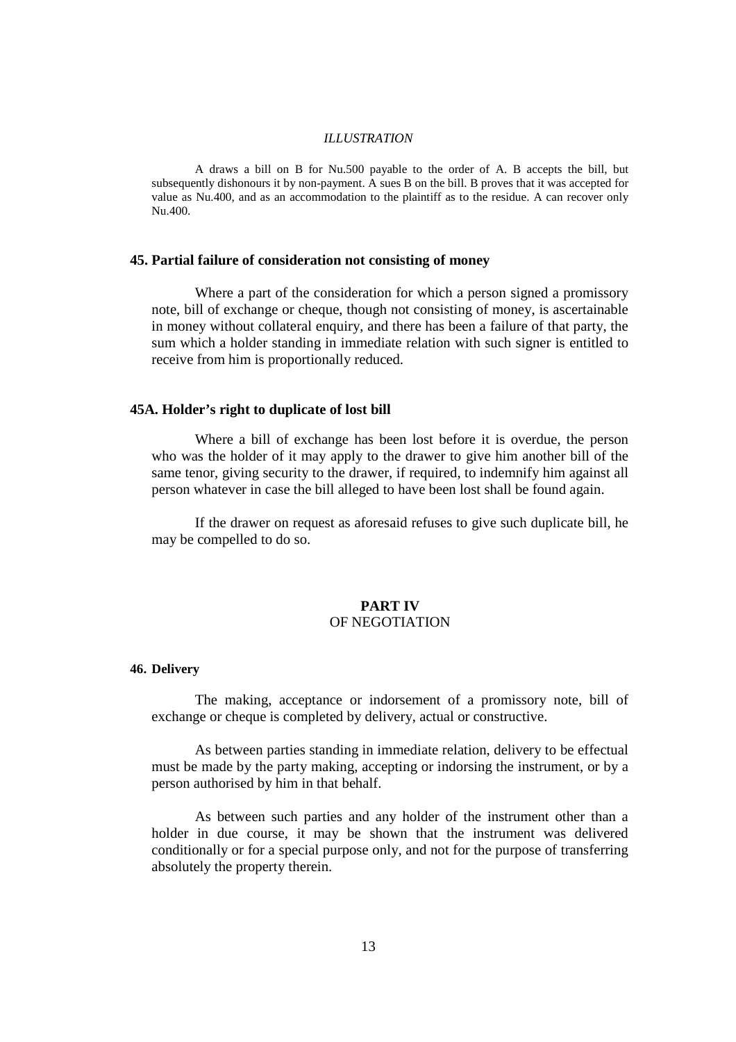*ILLUSTRATION*

A draws a bill on B for Nu.500 payable to the order of A. B accepts the bill, but subsequently dishonours it by non-payment. A sues B on the bill. B proves that it was accepted for value as Nu.400, and as an accommodation to the plaintiff as to the residue. A can recover only Nu.400.

### 45. Partial failure of consideration not consisting of money

Where a part of the consideration for which a person signed a promissory note, bill of exchange or cheque, though not consisting of money, is ascertainable in money without collateral enquiry, and there has been a failure of that party, the sum which a holder standing in immediate relation with such signer is entitled to receive from him is proportionally reduced.

### 45A. Holder's right to duplicate of lost bill

Where a bill of exchange has been lost before it is overdue, the person who was the holder of it may apply to the drawer to give him another bill of the same tenor, giving security to the drawer, if required, to indemnify him against all person whatever in case the bill alleged to have been lost shall be found again.

If the drawer on request as aforesaid refuses to give such duplicate bill, he may be compelled to do so.

## PART IV
OF NEGOTIATION

### 46. Delivery

The making, acceptance or indorsement of a promissory note, bill of exchange or cheque is completed by delivery, actual or constructive.

As between parties standing in immediate relation, delivery to be effectual must be made by the party making, accepting or indorsing the instrument, or by a person authorised by him in that behalf.

As between such parties and any holder of the instrument other than a holder in due course, it may be shown that the instrument was delivered conditionally or for a special purpose only, and not for the purpose of transferring absolutely the property therein.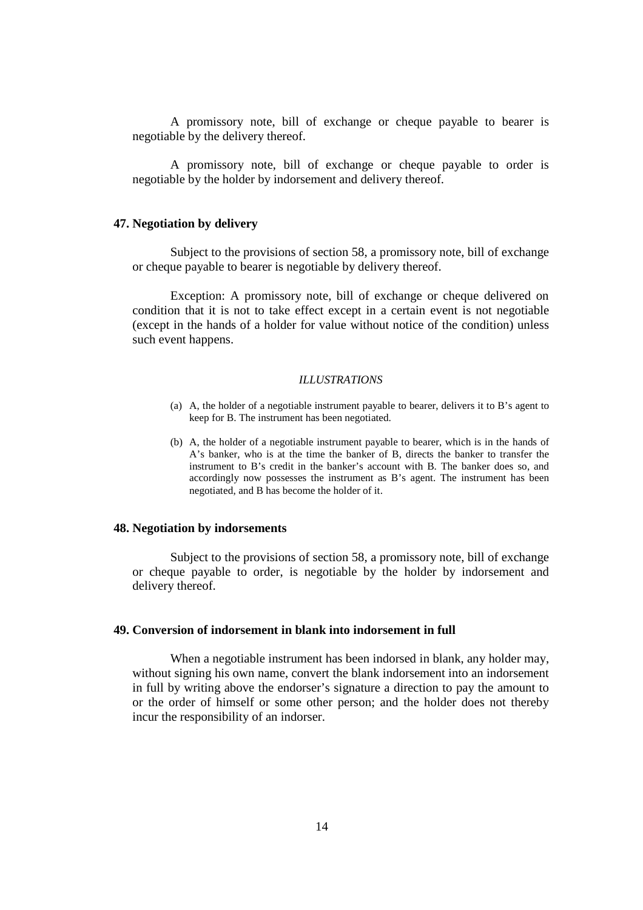A promissory note, bill of exchange or cheque payable to bearer is negotiable by the delivery thereof.

A promissory note, bill of exchange or cheque payable to order is negotiable by the holder by indorsement and delivery thereof.

**47. Negotiation by delivery**

Subject to the provisions of section 58, a promissory note, bill of exchange or cheque payable to bearer is negotiable by delivery thereof.

Exception: A promissory note, bill of exchange or cheque delivered on condition that it is not to take effect except in a certain event is not negotiable (except in the hands of a holder for value without notice of the condition) unless such event happens.

*ILLUSTRATIONS*

(a) A, the holder of a negotiable instrument payable to bearer, delivers it to B's agent to keep for B. The instrument has been negotiated.

(b) A, the holder of a negotiable instrument payable to bearer, which is in the hands of A's banker, who is at the time the banker of B, directs the banker to transfer the instrument to B's credit in the banker's account with B. The banker does so, and accordingly now possesses the instrument as B's agent. The instrument has been negotiated, and B has become the holder of it.

**48. Negotiation by indorsements**

Subject to the provisions of section 58, a promissory note, bill of exchange or cheque payable to order, is negotiable by the holder by indorsement and delivery thereof.

**49. Conversion of indorsement in blank into indorsement in full**

When a negotiable instrument has been indorsed in blank, any holder may, without signing his own name, convert the blank indorsement into an indorsement in full by writing above the endorser's signature a direction to pay the amount to or the order of himself or some other person; and the holder does not thereby incur the responsibility of an indorser.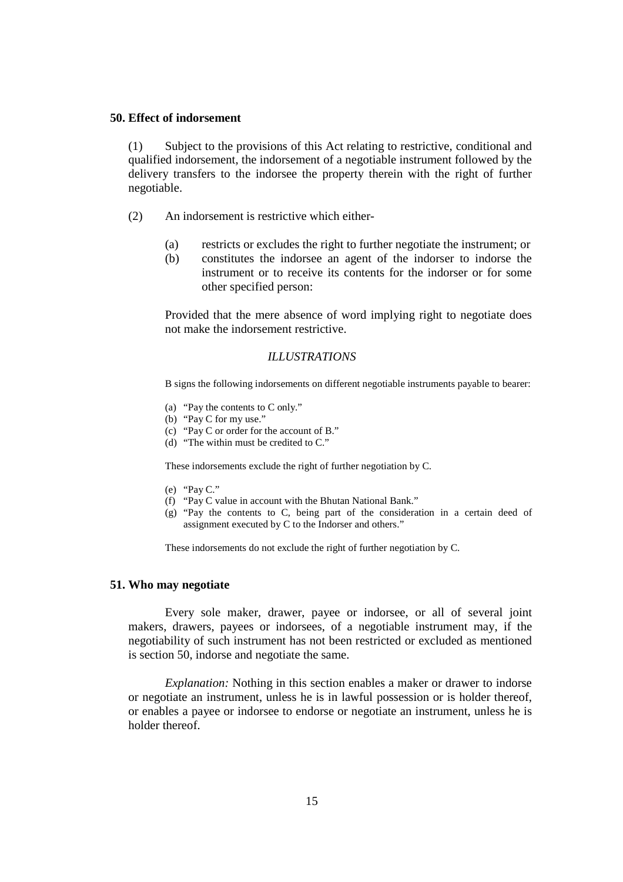**50. Effect of indorsement**

(1) Subject to the provisions of this Act relating to restrictive, conditional and qualified indorsement, the indorsement of a negotiable instrument followed by the delivery transfers to the indorsee the property therein with the right of further negotiable.

(2) An indorsement is restrictive which either-

(a) restricts or excludes the right to further negotiate the instrument; or
(b) constitutes the indorsee an agent of the indorser to indorse the instrument or to receive its contents for the indorser or for some other specified person:

Provided that the mere absence of word implying right to negotiate does not make the indorsement restrictive.

*ILLUSTRATIONS*

B signs the following indorsements on different negotiable instruments payable to bearer:

(a) "Pay the contents to C only."
(b) "Pay C for my use."
(c) "Pay C or order for the account of B."
(d) "The within must be credited to C."

These indorsements exclude the right of further negotiation by C.

(e) "Pay C."
(f) "Pay C value in account with the Bhutan National Bank."
(g) "Pay the contents to C, being part of the consideration in a certain deed of assignment executed by C to the Indorser and others."

These indorsements do not exclude the right of further negotiation by C.

**51. Who may negotiate**

Every sole maker, drawer, payee or indorsee, or all of several joint makers, drawers, payees or indorsees, of a negotiable instrument may, if the negotiability of such instrument has not been restricted or excluded as mentioned is section 50, indorse and negotiate the same.

*Explanation:* Nothing in this section enables a maker or drawer to indorse or negotiate an instrument, unless he is in lawful possession or is holder thereof, or enables a payee or indorsee to endorse or negotiate an instrument, unless he is holder thereof.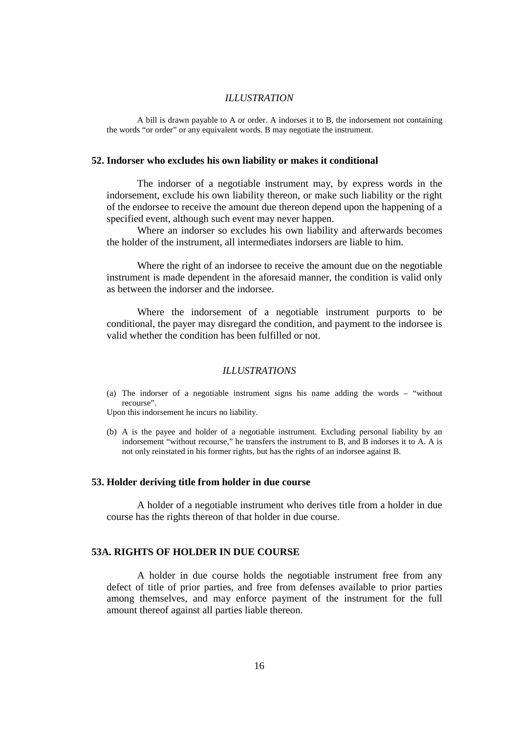*ILLUSTRATION*

A bill is drawn payable to A or order. A indorses it to B, the indorsement not containing the words "or order" or any equivalent words. B may negotiate the instrument.

### 52. Indorser who excludes his own liability or makes it conditional

The indorser of a negotiable instrument may, by express words in the indorsement, exclude his own liability thereon, or make such liability or the right of the endorsee to receive the amount due thereon depend upon the happening of a specified event, although such event may never happen.

Where an indorser so excludes his own liability and afterwards becomes the holder of the instrument, all intermediates indorsers are liable to him.

Where the right of an indorsee to receive the amount due on the negotiable instrument is made dependent in the aforesaid manner, the condition is valid only as between the indorser and the indorsee.

Where the indorsement of a negotiable instrument purports to be conditional, the payer may disregard the condition, and payment to the indorsee is valid whether the condition has been fulfilled or not.

*ILLUSTRATIONS*

(a) The indorser of a negotiable instrument signs his name adding the words – "without recourse".

Upon this indorsement he incurs no liability.

(b) A is the payee and holder of a negotiable instrument. Excluding personal liability by an indorsement "without recourse," he transfers the instrument to B, and B indorses it to A. A is not only reinstated in his former rights, but has the rights of an indorsee against B.

### 53. Holder deriving title from holder in due course

A holder of a negotiable instrument who derives title from a holder in due course has the rights thereon of that holder in due course.

### 53A. RIGHTS OF HOLDER IN DUE COURSE

A holder in due course holds the negotiable instrument free from any defect of title of prior parties, and free from defenses available to prior parties among themselves, and may enforce payment of the instrument for the full amount thereof against all parties liable thereon.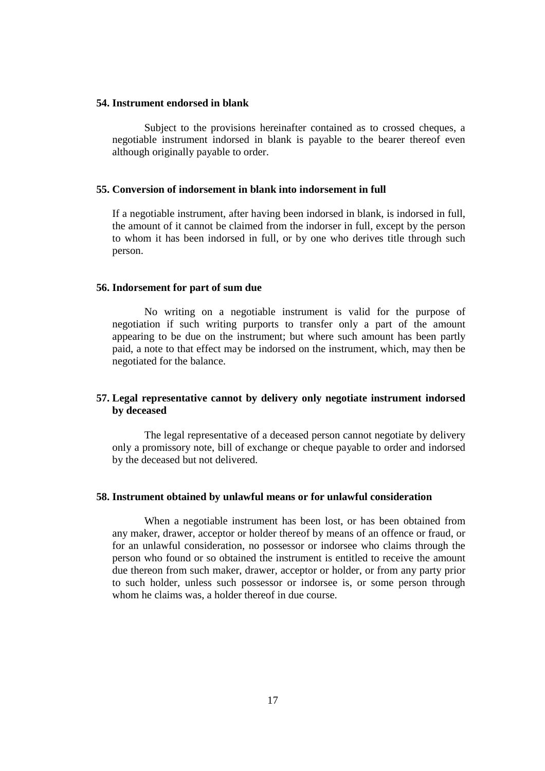**54. Instrument endorsed in blank**

Subject to the provisions hereinafter contained as to crossed cheques, a negotiable instrument indorsed in blank is payable to the bearer thereof even although originally payable to order.

**55. Conversion of indorsement in blank into indorsement in full**

If a negotiable instrument, after having been indorsed in blank, is indorsed in full, the amount of it cannot be claimed from the indorser in full, except by the person to whom it has been indorsed in full, or by one who derives title through such person.

**56. Indorsement for part of sum due**

No writing on a negotiable instrument is valid for the purpose of negotiation if such writing purports to transfer only a part of the amount appearing to be due on the instrument; but where such amount has been partly paid, a note to that effect may be indorsed on the instrument, which, may then be negotiated for the balance.

**57. Legal representative cannot by delivery only negotiate instrument indorsed by deceased**

The legal representative of a deceased person cannot negotiate by delivery only a promissory note, bill of exchange or cheque payable to order and indorsed by the deceased but not delivered.

**58. Instrument obtained by unlawful means or for unlawful consideration**

When a negotiable instrument has been lost, or has been obtained from any maker, drawer, acceptor or holder thereof by means of an offence or fraud, or for an unlawful consideration, no possessor or indorsee who claims through the person who found or so obtained the instrument is entitled to receive the amount due thereon from such maker, drawer, acceptor or holder, or from any party prior to such holder, unless such possessor or indorsee is, or some person through whom he claims was, a holder thereof in due course.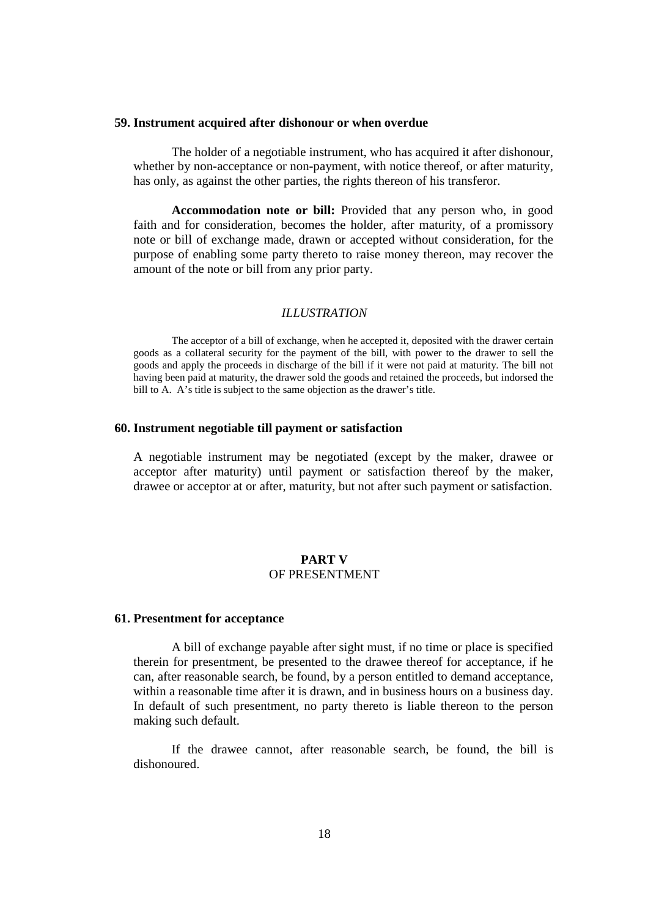### 59. Instrument acquired after dishonour or when overdue

The holder of a negotiable instrument, who has acquired it after dishonour, whether by non-acceptance or non-payment, with notice thereof, or after maturity, has only, as against the other parties, the rights thereon of his transferor.

**Accommodation note or bill:** Provided that any person who, in good faith and for consideration, becomes the holder, after maturity, of a promissory note or bill of exchange made, drawn or accepted without consideration, for the purpose of enabling some party thereto to raise money thereon, may recover the amount of the note or bill from any prior party.

*ILLUSTRATION*

The acceptor of a bill of exchange, when he accepted it, deposited with the drawer certain goods as a collateral security for the payment of the bill, with power to the drawer to sell the goods and apply the proceeds in discharge of the bill if it were not paid at maturity. The bill not having been paid at maturity, the drawer sold the goods and retained the proceeds, but indorsed the bill to A. A's title is subject to the same objection as the drawer's title.

### 60. Instrument negotiable till payment or satisfaction

A negotiable instrument may be negotiated (except by the maker, drawee or acceptor after maturity) until payment or satisfaction thereof by the maker, drawee or acceptor at or after, maturity, but not after such payment or satisfaction.

## PART V
## OF PRESENTMENT

### 61. Presentment for acceptance

A bill of exchange payable after sight must, if no time or place is specified therein for presentment, be presented to the drawee thereof for acceptance, if he can, after reasonable search, be found, by a person entitled to demand acceptance, within a reasonable time after it is drawn, and in business hours on a business day. In default of such presentment, no party thereto is liable thereon to the person making such default.

If the drawee cannot, after reasonable search, be found, the bill is dishonoured.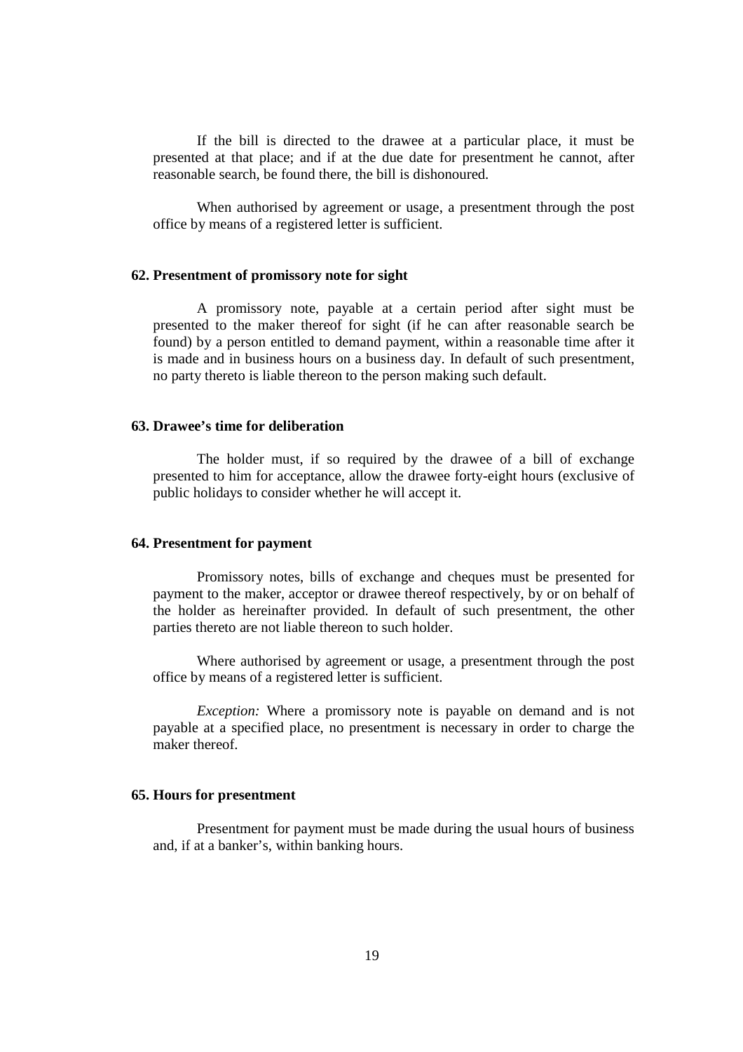If the bill is directed to the drawee at a particular place, it must be presented at that place; and if at the due date for presentment he cannot, after reasonable search, be found there, the bill is dishonoured.

When authorised by agreement or usage, a presentment through the post office by means of a registered letter is sufficient.

### 62. Presentment of promissory note for sight

A promissory note, payable at a certain period after sight must be presented to the maker thereof for sight (if he can after reasonable search be found) by a person entitled to demand payment, within a reasonable time after it is made and in business hours on a business day. In default of such presentment, no party thereto is liable thereon to the person making such default.

### 63. Drawee's time for deliberation

The holder must, if so required by the drawee of a bill of exchange presented to him for acceptance, allow the drawee forty-eight hours (exclusive of public holidays to consider whether he will accept it.

### 64. Presentment for payment

Promissory notes, bills of exchange and cheques must be presented for payment to the maker, acceptor or drawee thereof respectively, by or on behalf of the holder as hereinafter provided. In default of such presentment, the other parties thereto are not liable thereon to such holder.

Where authorised by agreement or usage, a presentment through the post office by means of a registered letter is sufficient.

*Exception:* Where a promissory note is payable on demand and is not payable at a specified place, no presentment is necessary in order to charge the maker thereof.

### 65. Hours for presentment

Presentment for payment must be made during the usual hours of business and, if at a banker's, within banking hours.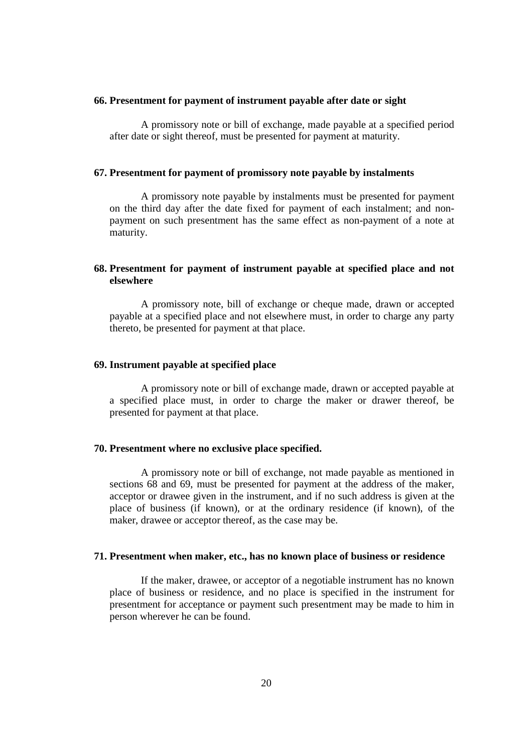### 66. Presentment for payment of instrument payable after date or sight

A promissory note or bill of exchange, made payable at a specified period after date or sight thereof, must be presented for payment at maturity.

### 67. Presentment for payment of promissory note payable by instalments

A promissory note payable by instalments must be presented for payment on the third day after the date fixed for payment of each instalment; and non-payment on such presentment has the same effect as non-payment of a note at maturity.

### 68. Presentment for payment of instrument payable at specified place and not elsewhere

A promissory note, bill of exchange or cheque made, drawn or accepted payable at a specified place and not elsewhere must, in order to charge any party thereto, be presented for payment at that place.

### 69. Instrument payable at specified place

A promissory note or bill of exchange made, drawn or accepted payable at a specified place must, in order to charge the maker or drawer thereof, be presented for payment at that place.

### 70. Presentment where no exclusive place specified.

A promissory note or bill of exchange, not made payable as mentioned in sections 68 and 69, must be presented for payment at the address of the maker, acceptor or drawee given in the instrument, and if no such address is given at the place of business (if known), or at the ordinary residence (if known), of the maker, drawee or acceptor thereof, as the case may be.

### 71. Presentment when maker, etc., has no known place of business or residence

If the maker, drawee, or acceptor of a negotiable instrument has no known place of business or residence, and no place is specified in the instrument for presentment for acceptance or payment such presentment may be made to him in person wherever he can be found.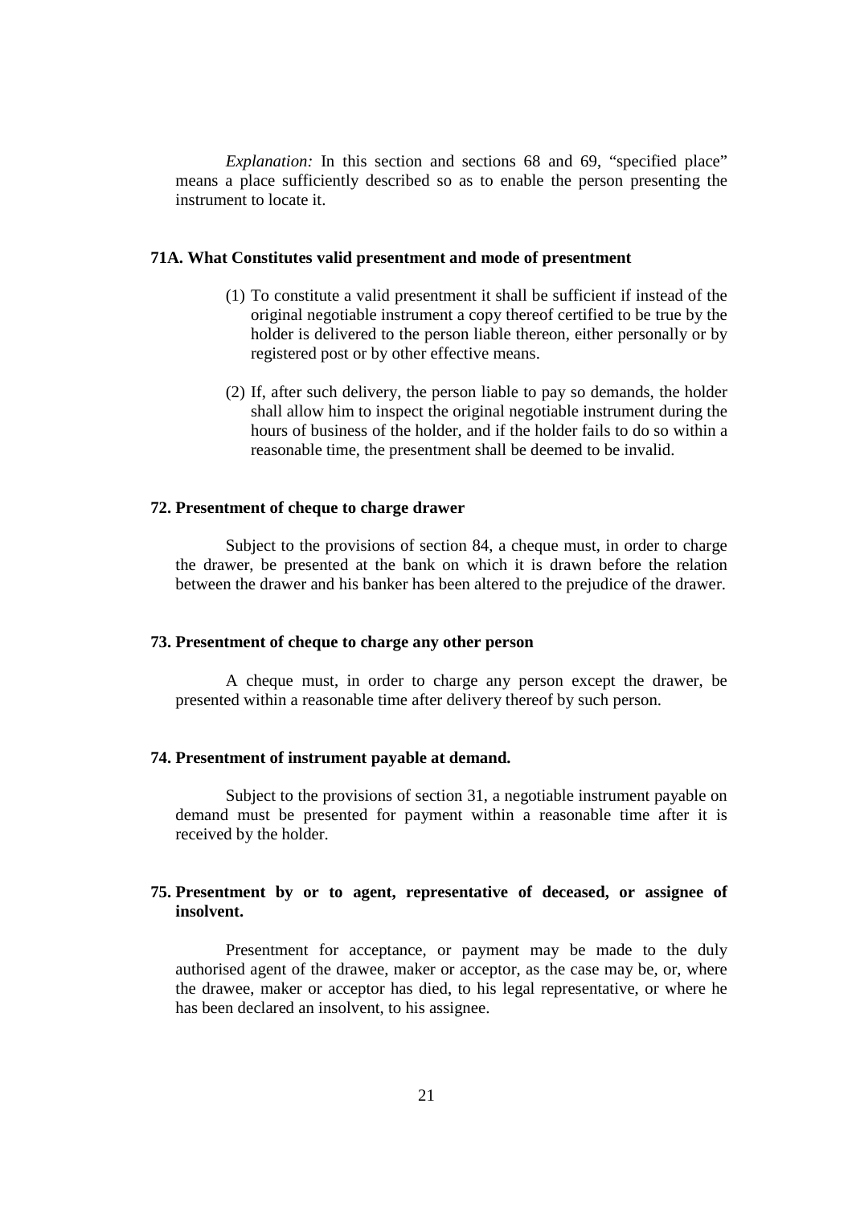*Explanation:* In this section and sections 68 and 69, "specified place" means a place sufficiently described so as to enable the person presenting the instrument to locate it.

### 71A. What Constitutes valid presentment and mode of presentment

(1) To constitute a valid presentment it shall be sufficient if instead of the original negotiable instrument a copy thereof certified to be true by the holder is delivered to the person liable thereon, either personally or by registered post or by other effective means.

(2) If, after such delivery, the person liable to pay so demands, the holder shall allow him to inspect the original negotiable instrument during the hours of business of the holder, and if the holder fails to do so within a reasonable time, the presentment shall be deemed to be invalid.

### 72. Presentment of cheque to charge drawer

Subject to the provisions of section 84, a cheque must, in order to charge the drawer, be presented at the bank on which it is drawn before the relation between the drawer and his banker has been altered to the prejudice of the drawer.

### 73. Presentment of cheque to charge any other person

A cheque must, in order to charge any person except the drawer, be presented within a reasonable time after delivery thereof by such person.

### 74. Presentment of instrument payable at demand.

Subject to the provisions of section 31, a negotiable instrument payable on demand must be presented for payment within a reasonable time after it is received by the holder.

### 75. Presentment by or to agent, representative of deceased, or assignee of insolvent.

Presentment for acceptance, or payment may be made to the duly authorised agent of the drawee, maker or acceptor, as the case may be, or, where the drawee, maker or acceptor has died, to his legal representative, or where he has been declared an insolvent, to his assignee.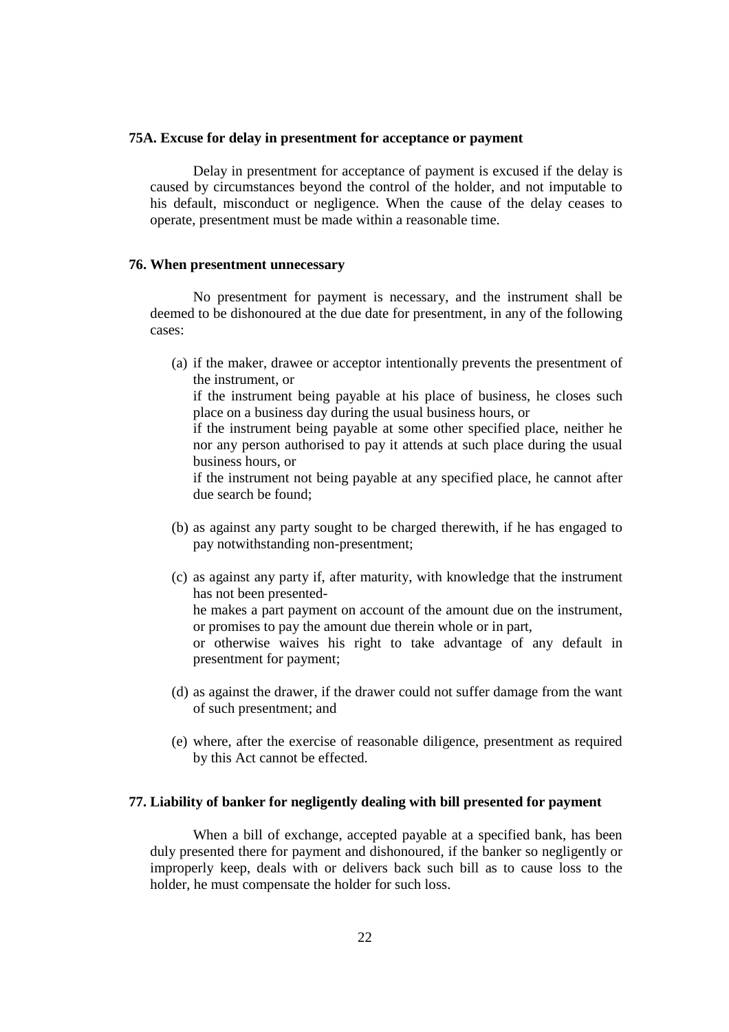### 75A. Excuse for delay in presentment for acceptance or payment

Delay in presentment for acceptance of payment is excused if the delay is caused by circumstances beyond the control of the holder, and not imputable to his default, misconduct or negligence. When the cause of the delay ceases to operate, presentment must be made within a reasonable time.

### 76. When presentment unnecessary

No presentment for payment is necessary, and the instrument shall be deemed to be dishonoured at the due date for presentment, in any of the following cases:

(a) if the maker, drawee or acceptor intentionally prevents the presentment of the instrument, or
if the instrument being payable at his place of business, he closes such place on a business day during the usual business hours, or
if the instrument being payable at some other specified place, neither he nor any person authorised to pay it attends at such place during the usual business hours, or
if the instrument not being payable at any specified place, he cannot after due search be found;

(b) as against any party sought to be charged therewith, if he has engaged to pay notwithstanding non-presentment;

(c) as against any party if, after maturity, with knowledge that the instrument has not been presented-
he makes a part payment on account of the amount due on the instrument, or promises to pay the amount due therein whole or in part,
or otherwise waives his right to take advantage of any default in presentment for payment;

(d) as against the drawer, if the drawer could not suffer damage from the want of such presentment; and

(e) where, after the exercise of reasonable diligence, presentment as required by this Act cannot be effected.

### 77. Liability of banker for negligently dealing with bill presented for payment

When a bill of exchange, accepted payable at a specified bank, has been duly presented there for payment and dishonoured, if the banker so negligently or improperly keep, deals with or delivers back such bill as to cause loss to the holder, he must compensate the holder for such loss.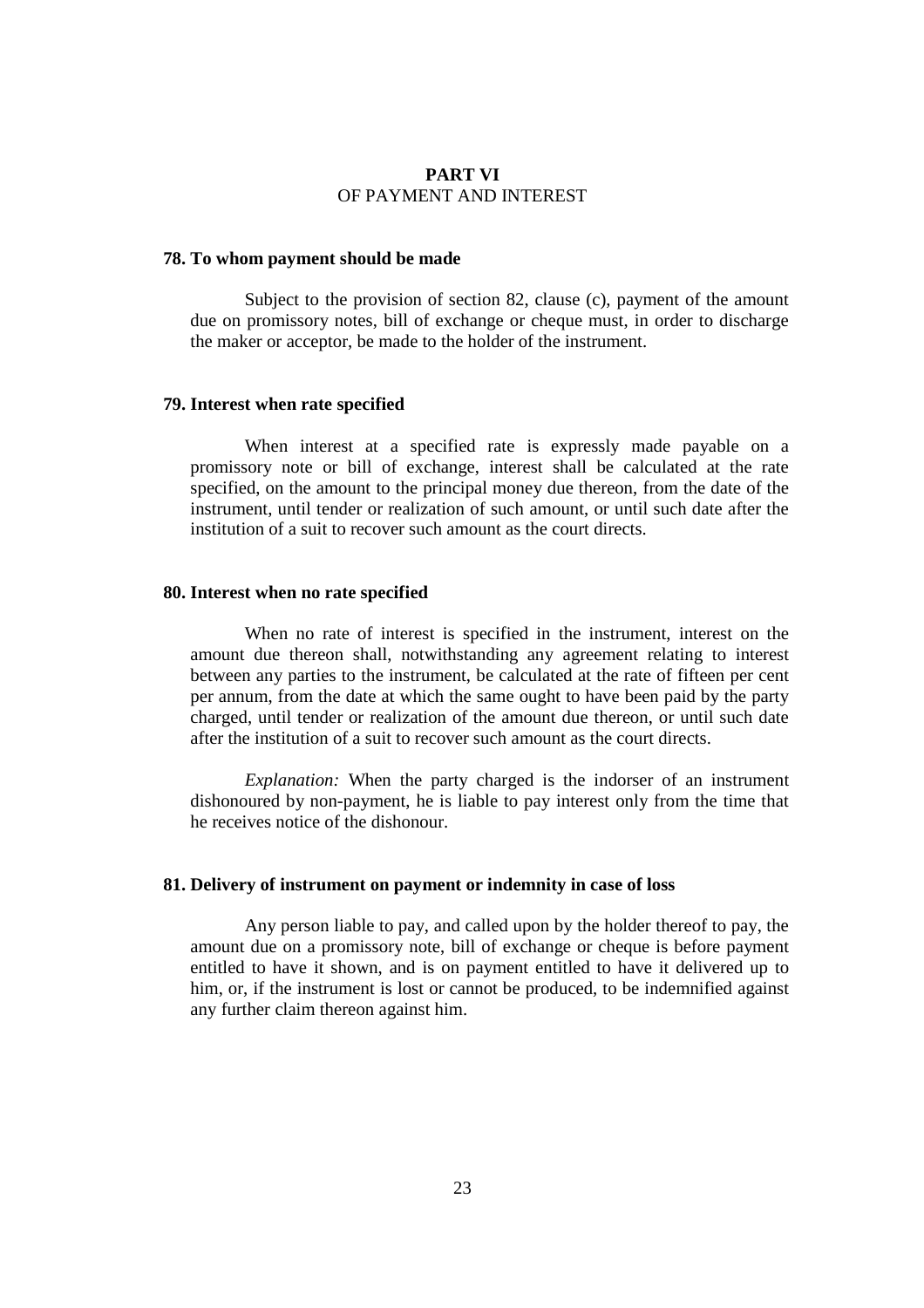## PART VI
OF PAYMENT AND INTEREST

### 78. To whom payment should be made

Subject to the provision of section 82, clause (c), payment of the amount due on promissory notes, bill of exchange or cheque must, in order to discharge the maker or acceptor, be made to the holder of the instrument.

### 79. Interest when rate specified

When interest at a specified rate is expressly made payable on a promissory note or bill of exchange, interest shall be calculated at the rate specified, on the amount to the principal money due thereon, from the date of the instrument, until tender or realization of such amount, or until such date after the institution of a suit to recover such amount as the court directs.

### 80. Interest when no rate specified

When no rate of interest is specified in the instrument, interest on the amount due thereon shall, notwithstanding any agreement relating to interest between any parties to the instrument, be calculated at the rate of fifteen per cent per annum, from the date at which the same ought to have been paid by the party charged, until tender or realization of the amount due thereon, or until such date after the institution of a suit to recover such amount as the court directs.

*Explanation:* When the party charged is the indorser of an instrument dishonoured by non-payment, he is liable to pay interest only from the time that he receives notice of the dishonour.

### 81. Delivery of instrument on payment or indemnity in case of loss

Any person liable to pay, and called upon by the holder thereof to pay, the amount due on a promissory note, bill of exchange or cheque is before payment entitled to have it shown, and is on payment entitled to have it delivered up to him, or, if the instrument is lost or cannot be produced, to be indemnified against any further claim thereon against him.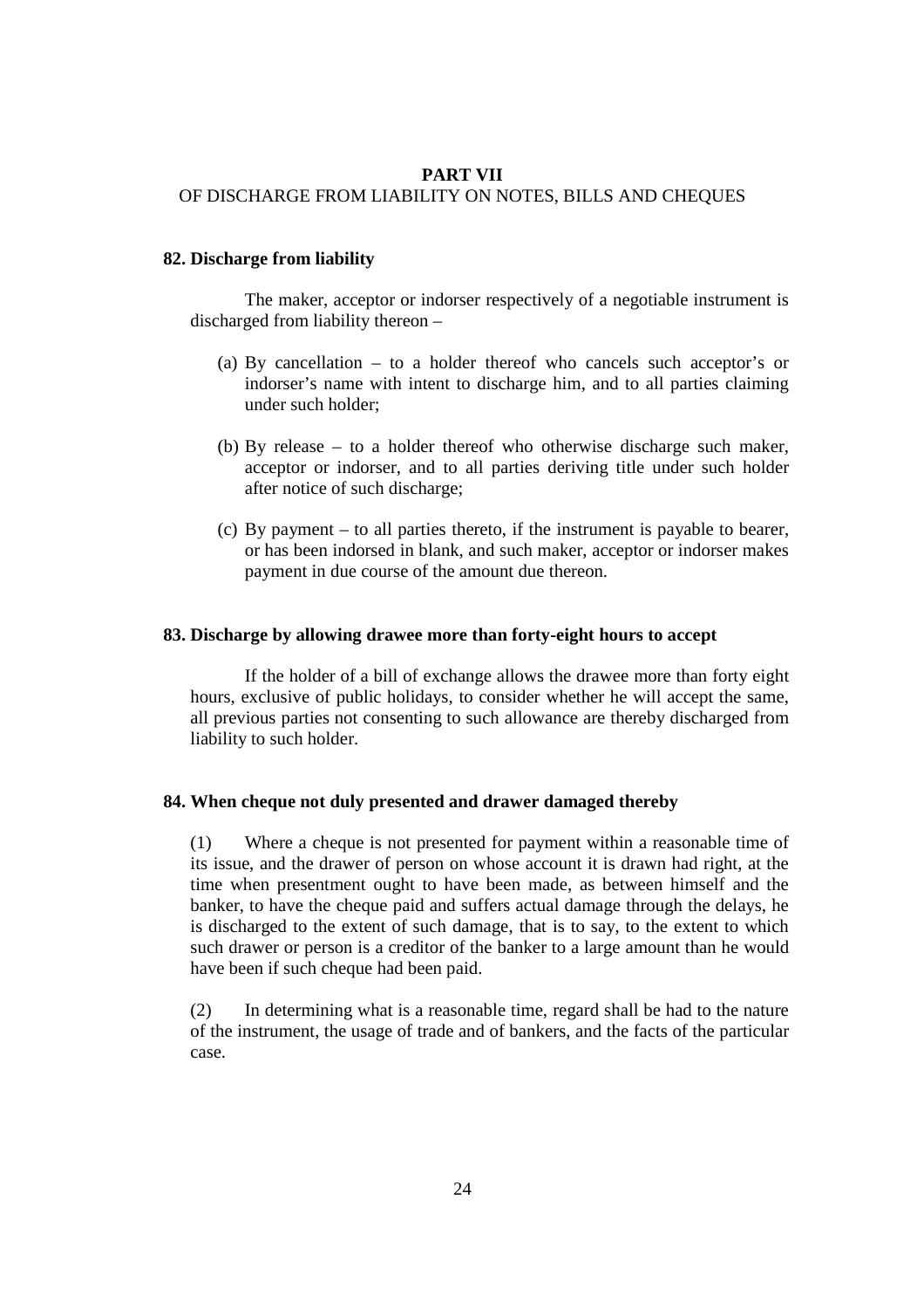# PART VII

OF DISCHARGE FROM LIABILITY ON NOTES, BILLS AND CHEQUES

### 82. Discharge from liability

The maker, acceptor or indorser respectively of a negotiable instrument is discharged from liability thereon –

(a) By cancellation – to a holder thereof who cancels such acceptor's or indorser's name with intent to discharge him, and to all parties claiming under such holder;

(b) By release – to a holder thereof who otherwise discharge such maker, acceptor or indorser, and to all parties deriving title under such holder after notice of such discharge;

(c) By payment – to all parties thereto, if the instrument is payable to bearer, or has been indorsed in blank, and such maker, acceptor or indorser makes payment in due course of the amount due thereon.

### 83. Discharge by allowing drawee more than forty-eight hours to accept

If the holder of a bill of exchange allows the drawee more than forty eight hours, exclusive of public holidays, to consider whether he will accept the same, all previous parties not consenting to such allowance are thereby discharged from liability to such holder.

### 84. When cheque not duly presented and drawer damaged thereby

(1) Where a cheque is not presented for payment within a reasonable time of its issue, and the drawer of person on whose account it is drawn had right, at the time when presentment ought to have been made, as between himself and the banker, to have the cheque paid and suffers actual damage through the delays, he is discharged to the extent of such damage, that is to say, to the extent to which such drawer or person is a creditor of the banker to a large amount than he would have been if such cheque had been paid.

(2) In determining what is a reasonable time, regard shall be had to the nature of the instrument, the usage of trade and of bankers, and the facts of the particular case.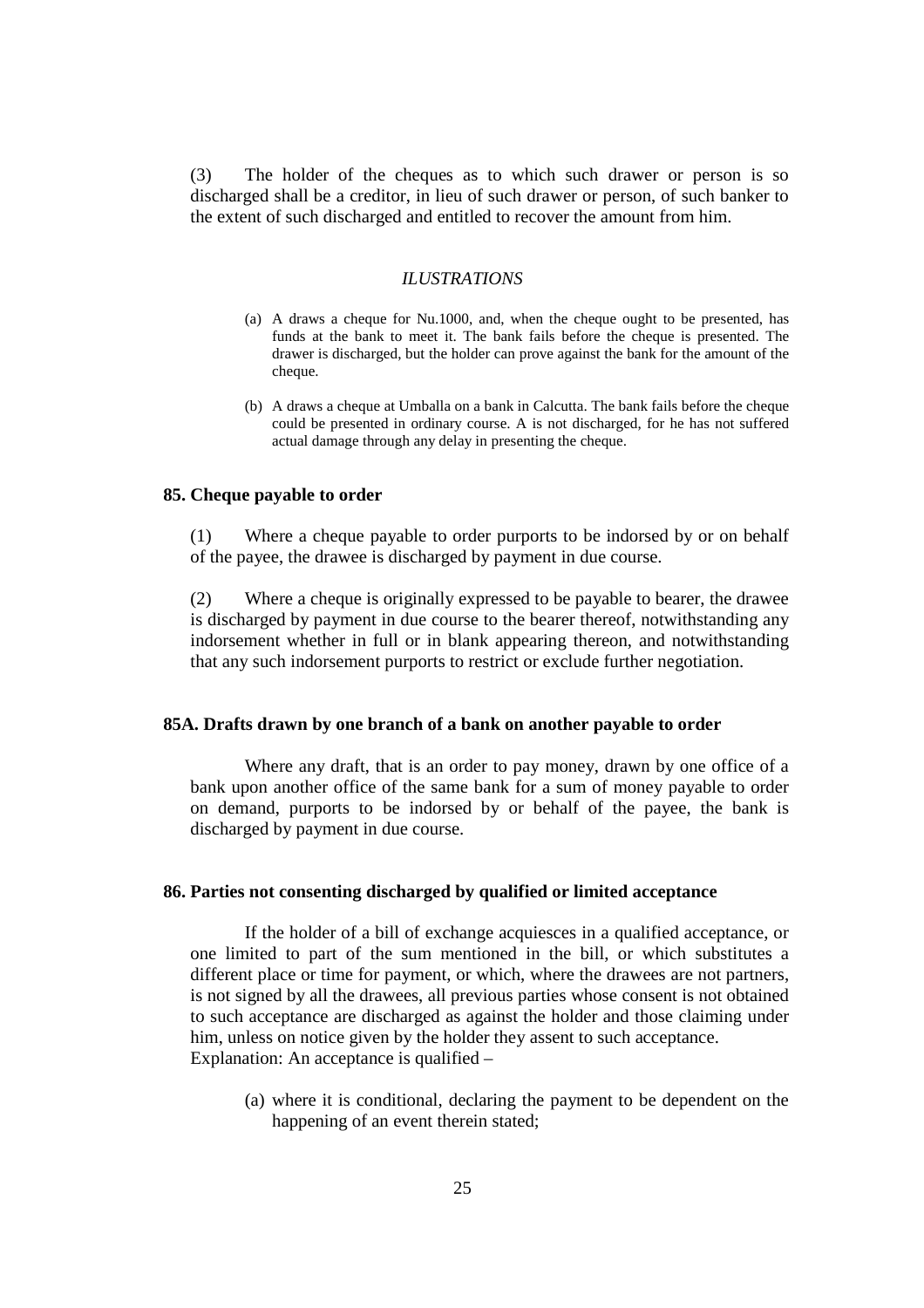(3) The holder of the cheques as to which such drawer or person is so discharged shall be a creditor, in lieu of such drawer or person, of such banker to the extent of such discharged and entitled to recover the amount from him.

*ILUSTRATIONS*

(a) A draws a cheque for Nu.1000, and, when the cheque ought to be presented, has funds at the bank to meet it. The bank fails before the cheque is presented. The drawer is discharged, but the holder can prove against the bank for the amount of the cheque.

(b) A draws a cheque at Umballa on a bank in Calcutta. The bank fails before the cheque could be presented in ordinary course. A is not discharged, for he has not suffered actual damage through any delay in presenting the cheque.

### 85. Cheque payable to order

(1) Where a cheque payable to order purports to be indorsed by or on behalf of the payee, the drawee is discharged by payment in due course.

(2) Where a cheque is originally expressed to be payable to bearer, the drawee is discharged by payment in due course to the bearer thereof, notwithstanding any indorsement whether in full or in blank appearing thereon, and notwithstanding that any such indorsement purports to restrict or exclude further negotiation.

### 85A. Drafts drawn by one branch of a bank on another payable to order

Where any draft, that is an order to pay money, drawn by one office of a bank upon another office of the same bank for a sum of money payable to order on demand, purports to be indorsed by or behalf of the payee, the bank is discharged by payment in due course.

### 86. Parties not consenting discharged by qualified or limited acceptance

If the holder of a bill of exchange acquiesces in a qualified acceptance, or one limited to part of the sum mentioned in the bill, or which substitutes a different place or time for payment, or which, where the drawees are not partners, is not signed by all the drawees, all previous parties whose consent is not obtained to such acceptance are discharged as against the holder and those claiming under him, unless on notice given by the holder they assent to such acceptance.
Explanation: An acceptance is qualified –

(a) where it is conditional, declaring the payment to be dependent on the happening of an event therein stated;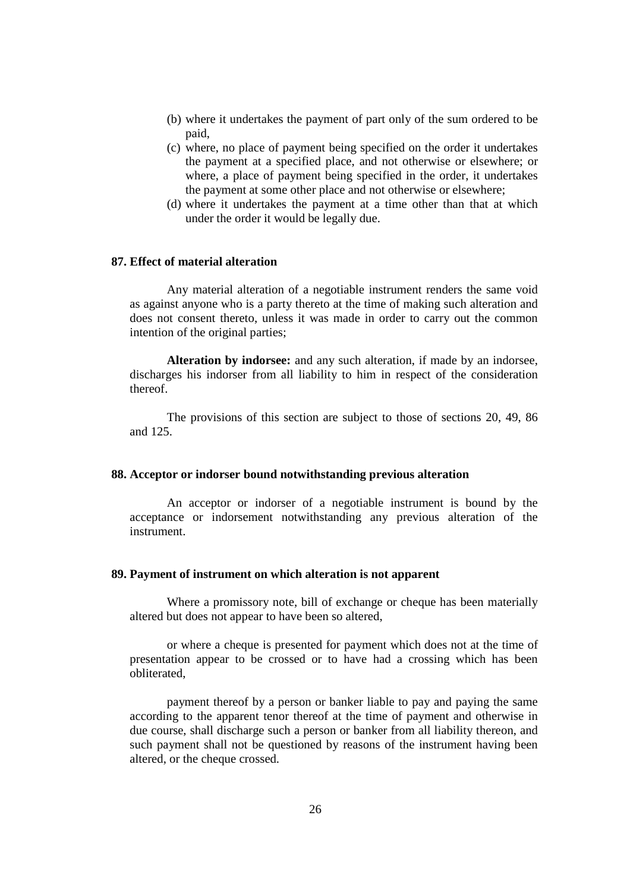(b) where it undertakes the payment of part only of the sum ordered to be paid,

(c) where, no place of payment being specified on the order it undertakes the payment at a specified place, and not otherwise or elsewhere; or where, a place of payment being specified in the order, it undertakes the payment at some other place and not otherwise or elsewhere;

(d) where it undertakes the payment at a time other than that at which under the order it would be legally due.

### 87. Effect of material alteration

Any material alteration of a negotiable instrument renders the same void as against anyone who is a party thereto at the time of making such alteration and does not consent thereto, unless it was made in order to carry out the common intention of the original parties;

**Alteration by indorsee:** and any such alteration, if made by an indorsee, discharges his indorser from all liability to him in respect of the consideration thereof.

The provisions of this section are subject to those of sections 20, 49, 86 and 125.

### 88. Acceptor or indorser bound notwithstanding previous alteration

An acceptor or indorser of a negotiable instrument is bound by the acceptance or indorsement notwithstanding any previous alteration of the instrument.

### 89. Payment of instrument on which alteration is not apparent

Where a promissory note, bill of exchange or cheque has been materially altered but does not appear to have been so altered,

or where a cheque is presented for payment which does not at the time of presentation appear to be crossed or to have had a crossing which has been obliterated,

payment thereof by a person or banker liable to pay and paying the same according to the apparent tenor thereof at the time of payment and otherwise in due course, shall discharge such a person or banker from all liability thereon, and such payment shall not be questioned by reasons of the instrument having been altered, or the cheque crossed.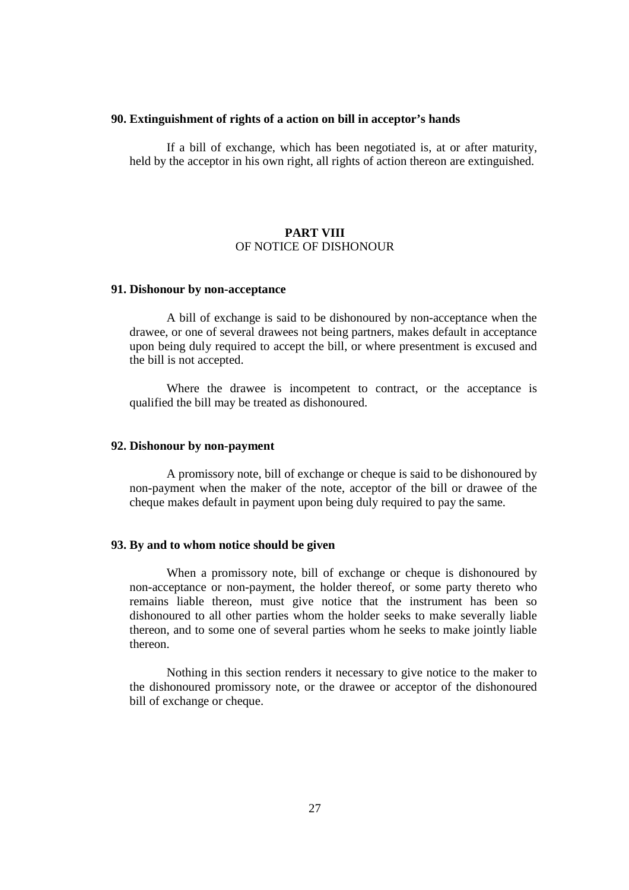**90. Extinguishment of rights of a action on bill in acceptor's hands**

If a bill of exchange, which has been negotiated is, at or after maturity, held by the acceptor in his own right, all rights of action thereon are extinguished.

## PART VIII
OF NOTICE OF DISHONOUR

**91. Dishonour by non-acceptance**

A bill of exchange is said to be dishonoured by non-acceptance when the drawee, or one of several drawees not being partners, makes default in acceptance upon being duly required to accept the bill, or where presentment is excused and the bill is not accepted.

Where the drawee is incompetent to contract, or the acceptance is qualified the bill may be treated as dishonoured.

**92. Dishonour by non-payment**

A promissory note, bill of exchange or cheque is said to be dishonoured by non-payment when the maker of the note, acceptor of the bill or drawee of the cheque makes default in payment upon being duly required to pay the same.

**93. By and to whom notice should be given**

When a promissory note, bill of exchange or cheque is dishonoured by non-acceptance or non-payment, the holder thereof, or some party thereto who remains liable thereon, must give notice that the instrument has been so dishonoured to all other parties whom the holder seeks to make severally liable thereon, and to some one of several parties whom he seeks to make jointly liable thereon.

Nothing in this section renders it necessary to give notice to the maker to the dishonoured promissory note, or the drawee or acceptor of the dishonoured bill of exchange or cheque.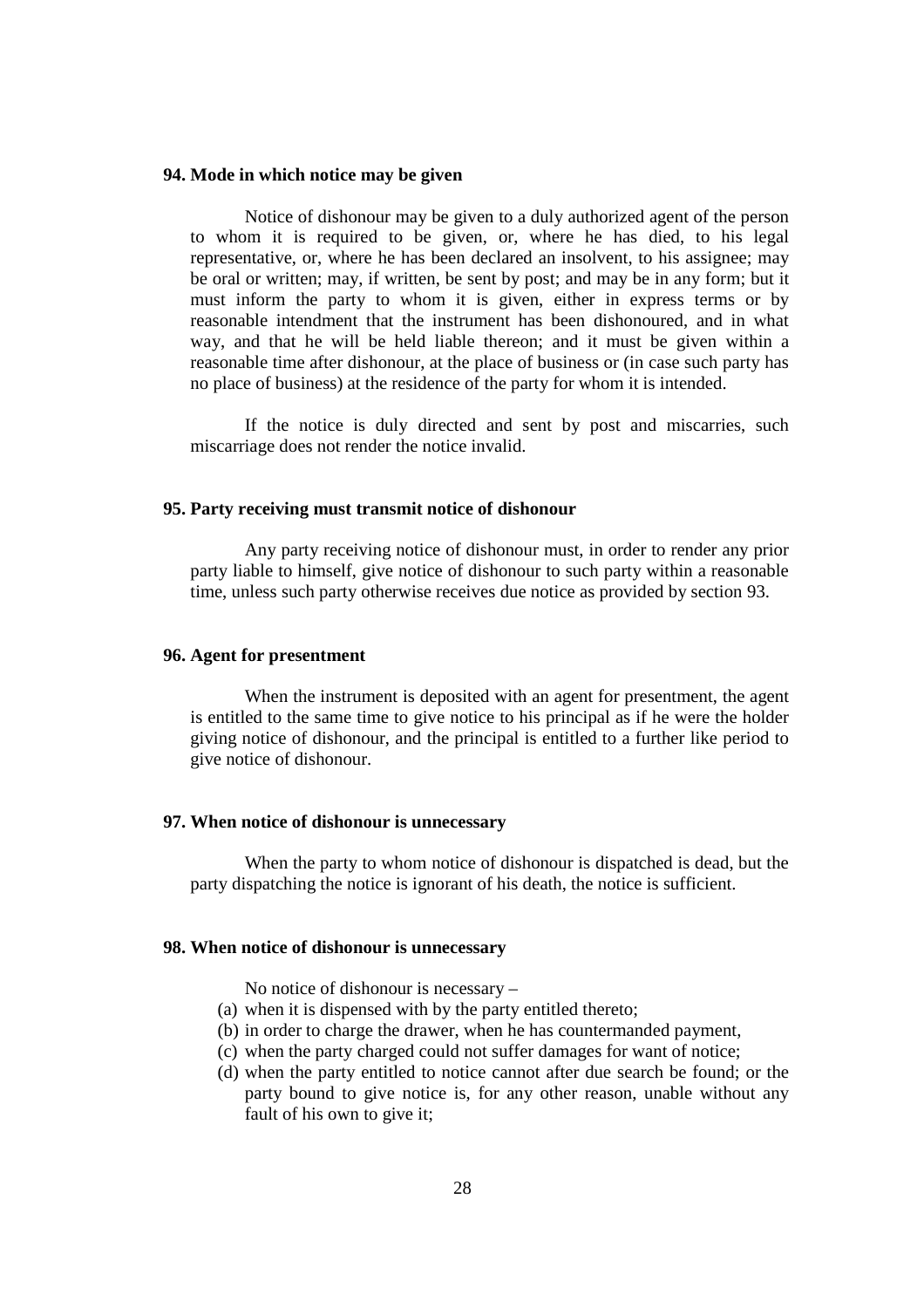**94. Mode in which notice may be given**

Notice of dishonour may be given to a duly authorized agent of the person to whom it is required to be given, or, where he has died, to his legal representative, or, where he has been declared an insolvent, to his assignee; may be oral or written; may, if written, be sent by post; and may be in any form; but it must inform the party to whom it is given, either in express terms or by reasonable intendment that the instrument has been dishonoured, and in what way, and that he will be held liable thereon; and it must be given within a reasonable time after dishonour, at the place of business or (in case such party has no place of business) at the residence of the party for whom it is intended.

If the notice is duly directed and sent by post and miscarries, such miscarriage does not render the notice invalid.

**95. Party receiving must transmit notice of dishonour**

Any party receiving notice of dishonour must, in order to render any prior party liable to himself, give notice of dishonour to such party within a reasonable time, unless such party otherwise receives due notice as provided by section 93.

**96. Agent for presentment**

When the instrument is deposited with an agent for presentment, the agent is entitled to the same time to give notice to his principal as if he were the holder giving notice of dishonour, and the principal is entitled to a further like period to give notice of dishonour.

**97. When notice of dishonour is unnecessary**

When the party to whom notice of dishonour is dispatched is dead, but the party dispatching the notice is ignorant of his death, the notice is sufficient.

**98. When notice of dishonour is unnecessary**

No notice of dishonour is necessary –

(a) when it is dispensed with by the party entitled thereto;
(b) in order to charge the drawer, when he has countermanded payment,
(c) when the party charged could not suffer damages for want of notice;
(d) when the party entitled to notice cannot after due search be found; or the party bound to give notice is, for any other reason, unable without any fault of his own to give it;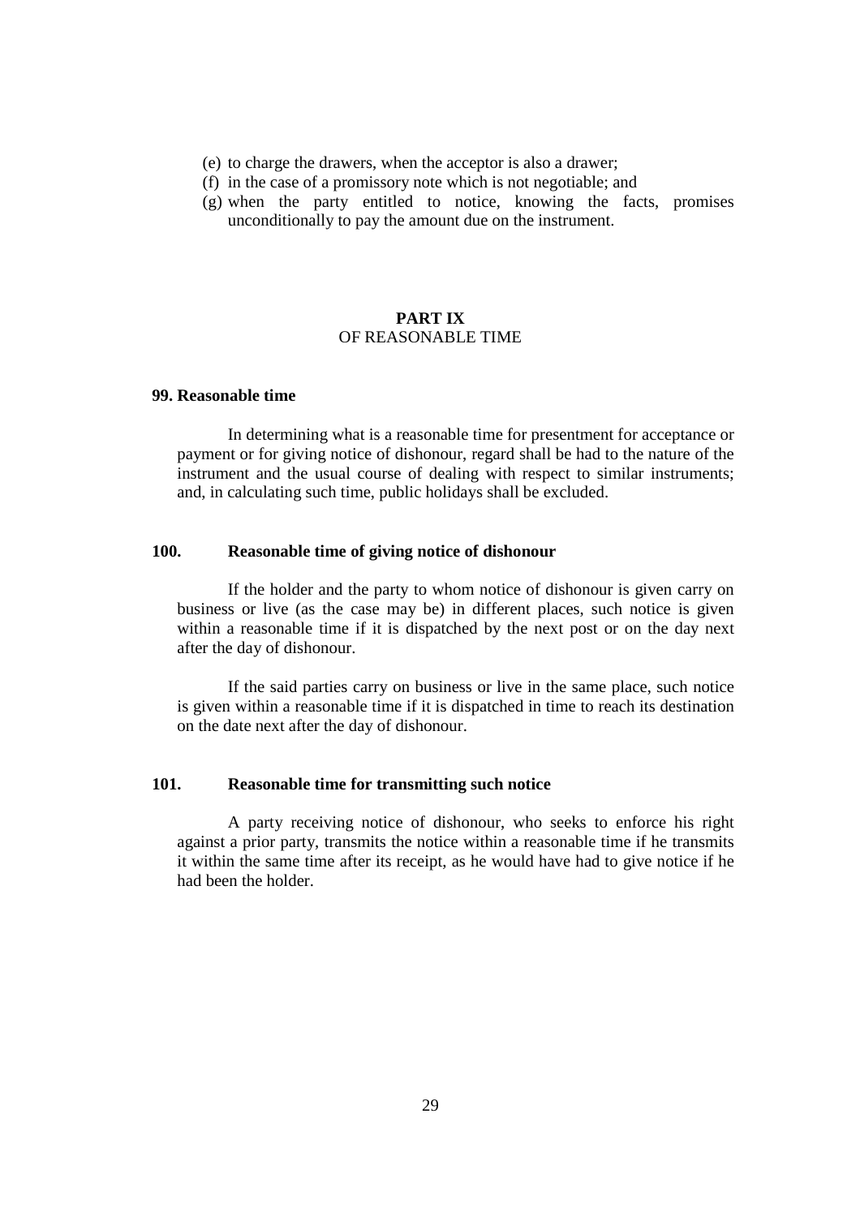(e) to charge the drawers, when the acceptor is also a drawer;
(f) in the case of a promissory note which is not negotiable; and
(g) when the party entitled to notice, knowing the facts, promises unconditionally to pay the amount due on the instrument.

## PART IX
OF REASONABLE TIME

### 99. Reasonable time

In determining what is a reasonable time for presentment for acceptance or payment or for giving notice of dishonour, regard shall be had to the nature of the instrument and the usual course of dealing with respect to similar instruments; and, in calculating such time, public holidays shall be excluded.

### 100. Reasonable time of giving notice of dishonour

If the holder and the party to whom notice of dishonour is given carry on business or live (as the case may be) in different places, such notice is given within a reasonable time if it is dispatched by the next post or on the day next after the day of dishonour.

If the said parties carry on business or live in the same place, such notice is given within a reasonable time if it is dispatched in time to reach its destination on the date next after the day of dishonour.

### 101. Reasonable time for transmitting such notice

A party receiving notice of dishonour, who seeks to enforce his right against a prior party, transmits the notice within a reasonable time if he transmits it within the same time after its receipt, as he would have had to give notice if he had been the holder.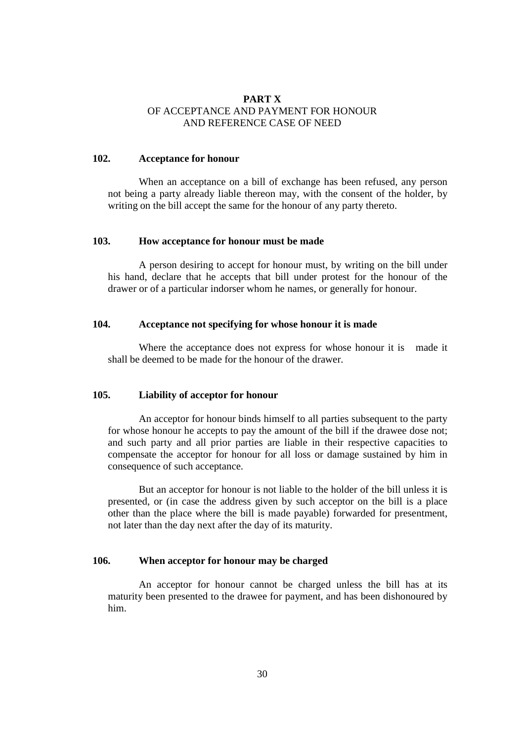## PART X
OF ACCEPTANCE AND PAYMENT FOR HONOUR AND REFERENCE CASE OF NEED

### 102. Acceptance for honour

When an acceptance on a bill of exchange has been refused, any person not being a party already liable thereon may, with the consent of the holder, by writing on the bill accept the same for the honour of any party thereto.

### 103. How acceptance for honour must be made

A person desiring to accept for honour must, by writing on the bill under his hand, declare that he accepts that bill under protest for the honour of the drawer or of a particular indorser whom he names, or generally for honour.

### 104. Acceptance not specifying for whose honour it is made

Where the acceptance does not express for whose honour it is made it shall be deemed to be made for the honour of the drawer.

### 105. Liability of acceptor for honour

An acceptor for honour binds himself to all parties subsequent to the party for whose honour he accepts to pay the amount of the bill if the drawee dose not; and such party and all prior parties are liable in their respective capacities to compensate the acceptor for honour for all loss or damage sustained by him in consequence of such acceptance.

But an acceptor for honour is not liable to the holder of the bill unless it is presented, or (in case the address given by such acceptor on the bill is a place other than the place where the bill is made payable) forwarded for presentment, not later than the day next after the day of its maturity.

### 106. When acceptor for honour may be charged

An acceptor for honour cannot be charged unless the bill has at its maturity been presented to the drawee for payment, and has been dishonoured by him.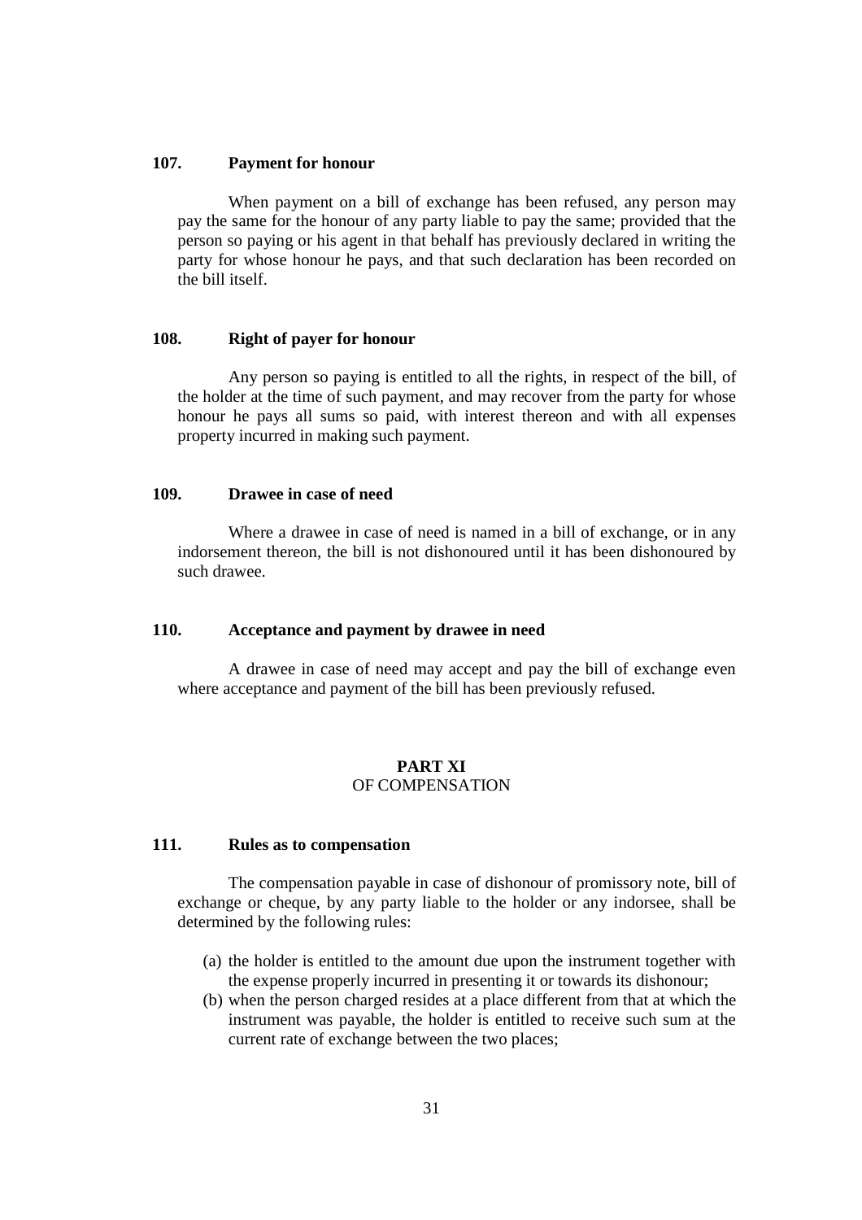### 107. Payment for honour

When payment on a bill of exchange has been refused, any person may pay the same for the honour of any party liable to pay the same; provided that the person so paying or his agent in that behalf has previously declared in writing the party for whose honour he pays, and that such declaration has been recorded on the bill itself.

### 108. Right of payer for honour

Any person so paying is entitled to all the rights, in respect of the bill, of the holder at the time of such payment, and may recover from the party for whose honour he pays all sums so paid, with interest thereon and with all expenses property incurred in making such payment.

### 109. Drawee in case of need

Where a drawee in case of need is named in a bill of exchange, or in any indorsement thereon, the bill is not dishonoured until it has been dishonoured by such drawee.

### 110. Acceptance and payment by drawee in need

A drawee in case of need may accept and pay the bill of exchange even where acceptance and payment of the bill has been previously refused.

## PART XI
OF COMPENSATION

### 111. Rules as to compensation

The compensation payable in case of dishonour of promissory note, bill of exchange or cheque, by any party liable to the holder or any indorsee, shall be determined by the following rules:

(a) the holder is entitled to the amount due upon the instrument together with the expense properly incurred in presenting it or towards its dishonour;

(b) when the person charged resides at a place different from that at which the instrument was payable, the holder is entitled to receive such sum at the current rate of exchange between the two places;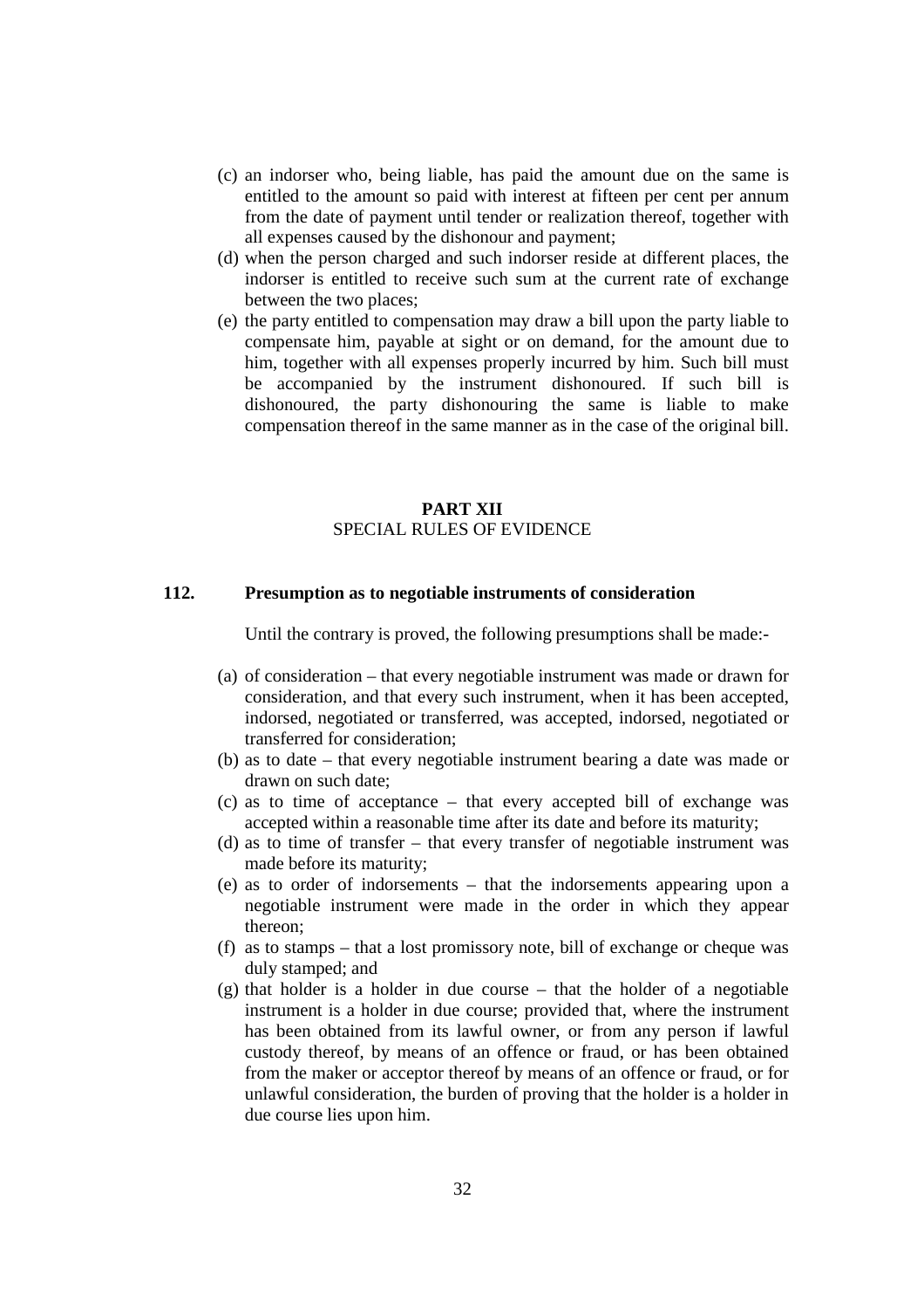(c) an indorser who, being liable, has paid the amount due on the same is entitled to the amount so paid with interest at fifteen per cent per annum from the date of payment until tender or realization thereof, together with all expenses caused by the dishonour and payment;

(d) when the person charged and such indorser reside at different places, the indorser is entitled to receive such sum at the current rate of exchange between the two places;

(e) the party entitled to compensation may draw a bill upon the party liable to compensate him, payable at sight or on demand, for the amount due to him, together with all expenses properly incurred by him. Such bill must be accompanied by the instrument dishonoured. If such bill is dishonoured, the party dishonouring the same is liable to make compensation thereof in the same manner as in the case of the original bill.

## PART XII
SPECIAL RULES OF EVIDENCE

### 112. Presumption as to negotiable instruments of consideration

Until the contrary is proved, the following presumptions shall be made:-

(a) of consideration – that every negotiable instrument was made or drawn for consideration, and that every such instrument, when it has been accepted, indorsed, negotiated or transferred, was accepted, indorsed, negotiated or transferred for consideration;

(b) as to date – that every negotiable instrument bearing a date was made or drawn on such date;

(c) as to time of acceptance – that every accepted bill of exchange was accepted within a reasonable time after its date and before its maturity;

(d) as to time of transfer – that every transfer of negotiable instrument was made before its maturity;

(e) as to order of indorsements – that the indorsements appearing upon a negotiable instrument were made in the order in which they appear thereon;

(f) as to stamps – that a lost promissory note, bill of exchange or cheque was duly stamped; and

(g) that holder is a holder in due course – that the holder of a negotiable instrument is a holder in due course; provided that, where the instrument has been obtained from its lawful owner, or from any person if lawful custody thereof, by means of an offence or fraud, or has been obtained from the maker or acceptor thereof by means of an offence or fraud, or for unlawful consideration, the burden of proving that the holder is a holder in due course lies upon him.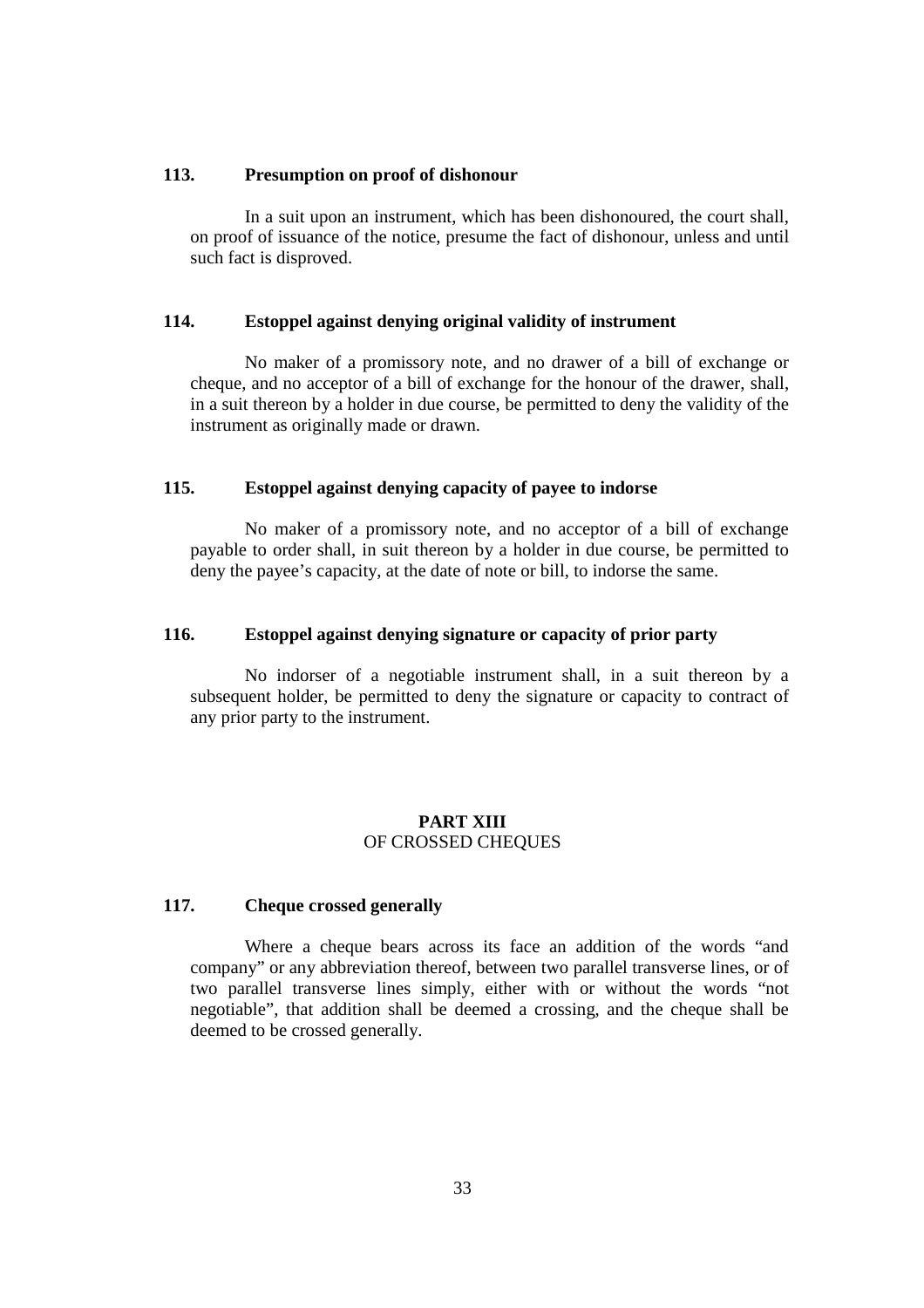### 113. Presumption on proof of dishonour

In a suit upon an instrument, which has been dishonoured, the court shall, on proof of issuance of the notice, presume the fact of dishonour, unless and until such fact is disproved.

### 114. Estoppel against denying original validity of instrument

No maker of a promissory note, and no drawer of a bill of exchange or cheque, and no acceptor of a bill of exchange for the honour of the drawer, shall, in a suit thereon by a holder in due course, be permitted to deny the validity of the instrument as originally made or drawn.

### 115. Estoppel against denying capacity of payee to indorse

No maker of a promissory note, and no acceptor of a bill of exchange payable to order shall, in suit thereon by a holder in due course, be permitted to deny the payee's capacity, at the date of note or bill, to indorse the same.

### 116. Estoppel against denying signature or capacity of prior party

No indorser of a negotiable instrument shall, in a suit thereon by a subsequent holder, be permitted to deny the signature or capacity to contract of any prior party to the instrument.

## PART XIII
OF CROSSED CHEQUES

### 117. Cheque crossed generally

Where a cheque bears across its face an addition of the words "and company" or any abbreviation thereof, between two parallel transverse lines, or of two parallel transverse lines simply, either with or without the words "not negotiable", that addition shall be deemed a crossing, and the cheque shall be deemed to be crossed generally.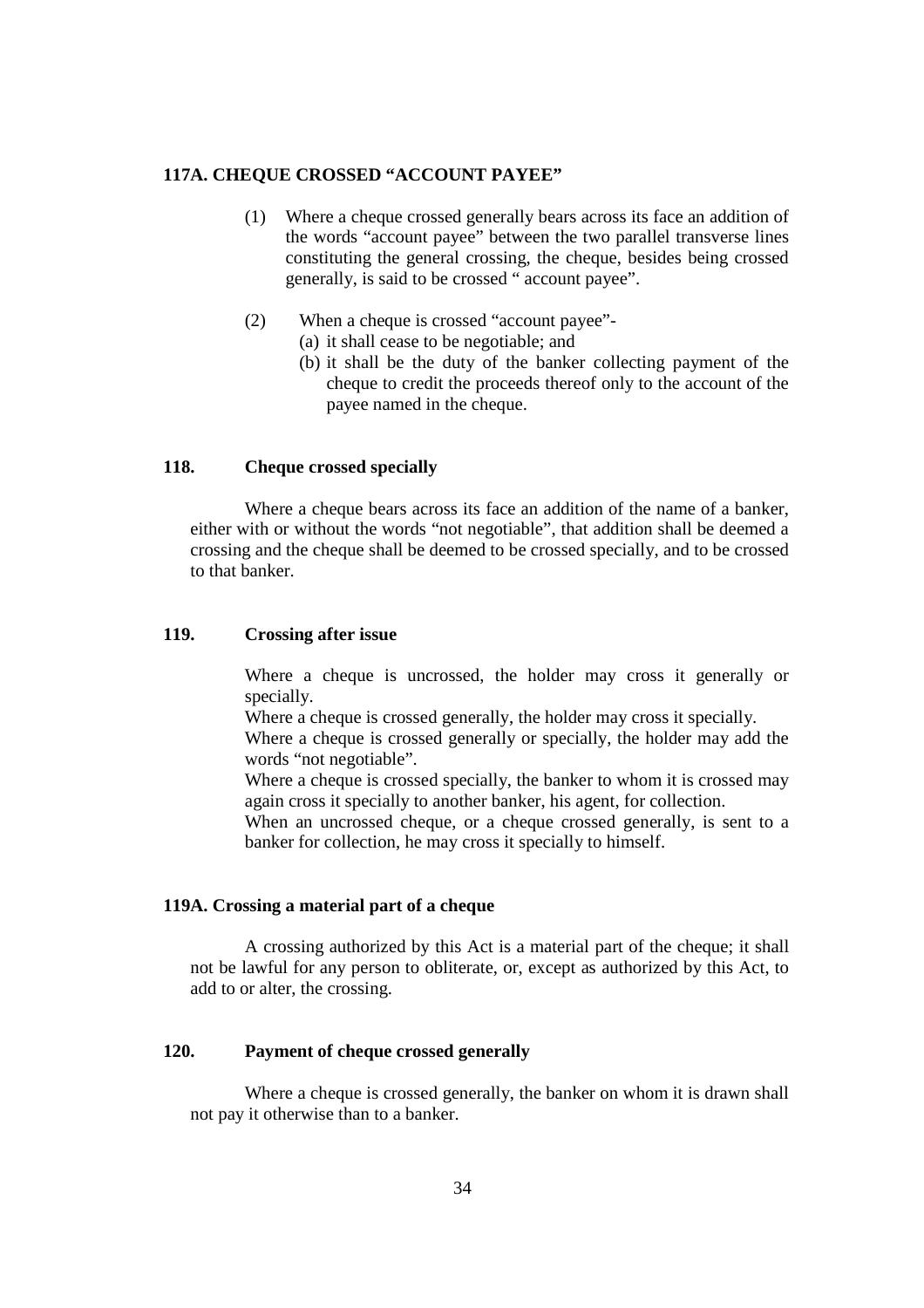### 117A. CHEQUE CROSSED "ACCOUNT PAYEE"

(1) Where a cheque crossed generally bears across its face an addition of the words "account payee" between the two parallel transverse lines constituting the general crossing, the cheque, besides being crossed generally, is said to be crossed " account payee".

(2) When a cheque is crossed "account payee"-

(a) it shall cease to be negotiable; and

(b) it shall be the duty of the banker collecting payment of the cheque to credit the proceeds thereof only to the account of the payee named in the cheque.

### 118. Cheque crossed specially

Where a cheque bears across its face an addition of the name of a banker, either with or without the words "not negotiable", that addition shall be deemed a crossing and the cheque shall be deemed to be crossed specially, and to be crossed to that banker.

### 119. Crossing after issue

Where a cheque is uncrossed, the holder may cross it generally or specially.

Where a cheque is crossed generally, the holder may cross it specially.

Where a cheque is crossed generally or specially, the holder may add the words "not negotiable".

Where a cheque is crossed specially, the banker to whom it is crossed may again cross it specially to another banker, his agent, for collection.

When an uncrossed cheque, or a cheque crossed generally, is sent to a banker for collection, he may cross it specially to himself.

### 119A. Crossing a material part of a cheque

A crossing authorized by this Act is a material part of the cheque; it shall not be lawful for any person to obliterate, or, except as authorized by this Act, to add to or alter, the crossing.

### 120. Payment of cheque crossed generally

Where a cheque is crossed generally, the banker on whom it is drawn shall not pay it otherwise than to a banker.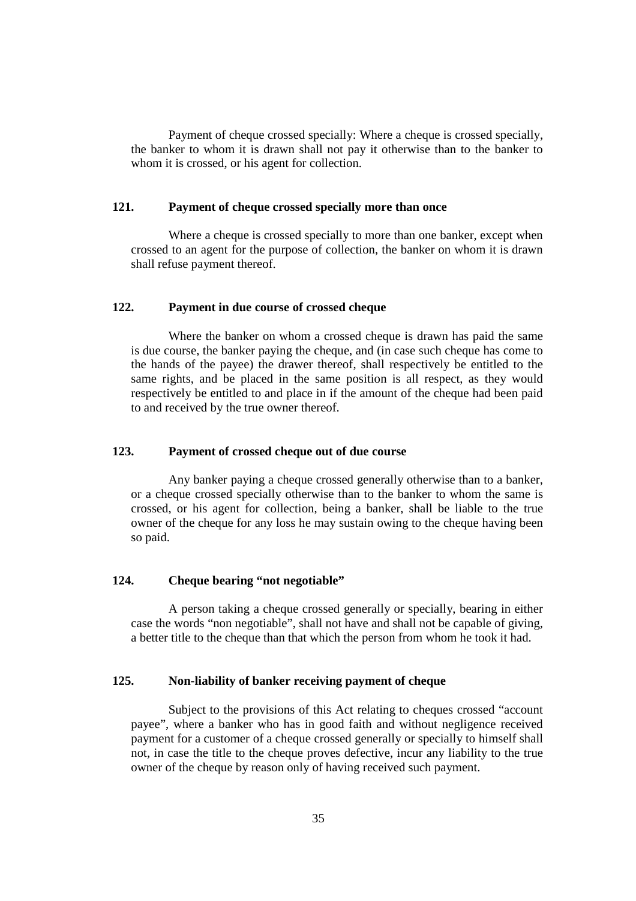Payment of cheque crossed specially: Where a cheque is crossed specially, the banker to whom it is drawn shall not pay it otherwise than to the banker to whom it is crossed, or his agent for collection.

### 121. Payment of cheque crossed specially more than once

Where a cheque is crossed specially to more than one banker, except when crossed to an agent for the purpose of collection, the banker on whom it is drawn shall refuse payment thereof.

### 122. Payment in due course of crossed cheque

Where the banker on whom a crossed cheque is drawn has paid the same is due course, the banker paying the cheque, and (in case such cheque has come to the hands of the payee) the drawer thereof, shall respectively be entitled to the same rights, and be placed in the same position is all respect, as they would respectively be entitled to and place in if the amount of the cheque had been paid to and received by the true owner thereof.

### 123. Payment of crossed cheque out of due course

Any banker paying a cheque crossed generally otherwise than to a banker, or a cheque crossed specially otherwise than to the banker to whom the same is crossed, or his agent for collection, being a banker, shall be liable to the true owner of the cheque for any loss he may sustain owing to the cheque having been so paid.

### 124. Cheque bearing "not negotiable"

A person taking a cheque crossed generally or specially, bearing in either case the words "non negotiable", shall not have and shall not be capable of giving, a better title to the cheque than that which the person from whom he took it had.

### 125. Non-liability of banker receiving payment of cheque

Subject to the provisions of this Act relating to cheques crossed "account payee", where a banker who has in good faith and without negligence received payment for a customer of a cheque crossed generally or specially to himself shall not, in case the title to the cheque proves defective, incur any liability to the true owner of the cheque by reason only of having received such payment.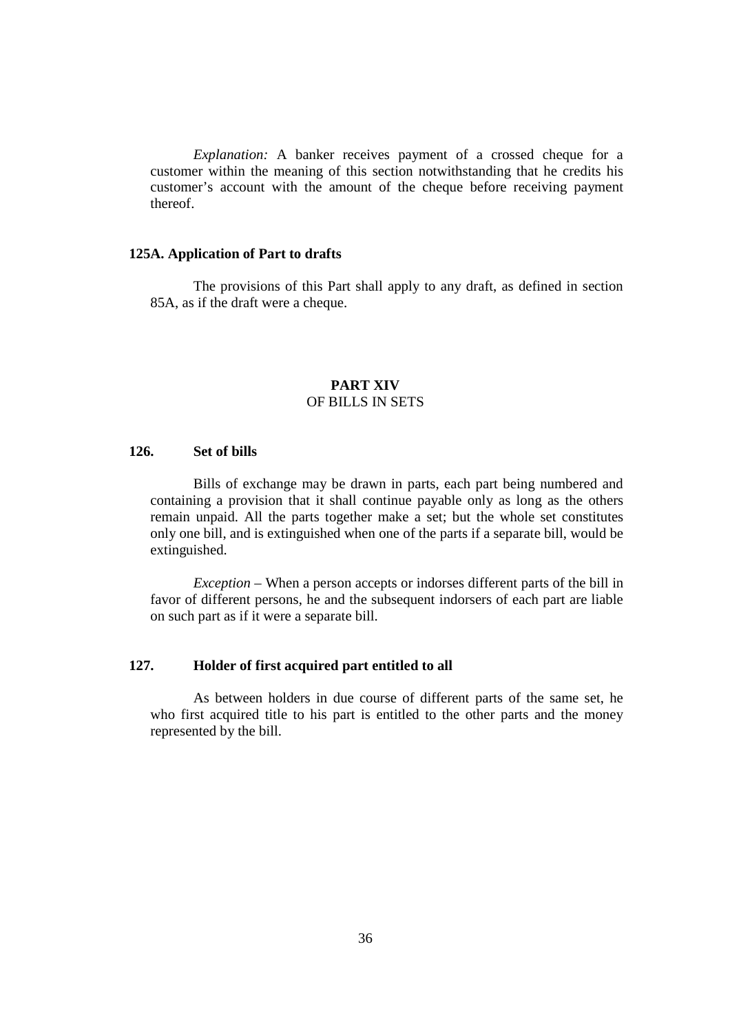*Explanation:* A banker receives payment of a crossed cheque for a customer within the meaning of this section notwithstanding that he credits his customer's account with the amount of the cheque before receiving payment thereof.

### 125A. Application of Part to drafts

The provisions of this Part shall apply to any draft, as defined in section 85A, as if the draft were a cheque.

## PART XIV
OF BILLS IN SETS

### 126. Set of bills

Bills of exchange may be drawn in parts, each part being numbered and containing a provision that it shall continue payable only as long as the others remain unpaid. All the parts together make a set; but the whole set constitutes only one bill, and is extinguished when one of the parts if a separate bill, would be extinguished.

*Exception* – When a person accepts or indorses different parts of the bill in favor of different persons, he and the subsequent indorsers of each part are liable on such part as if it were a separate bill.

### 127. Holder of first acquired part entitled to all

As between holders in due course of different parts of the same set, he who first acquired title to his part is entitled to the other parts and the money represented by the bill.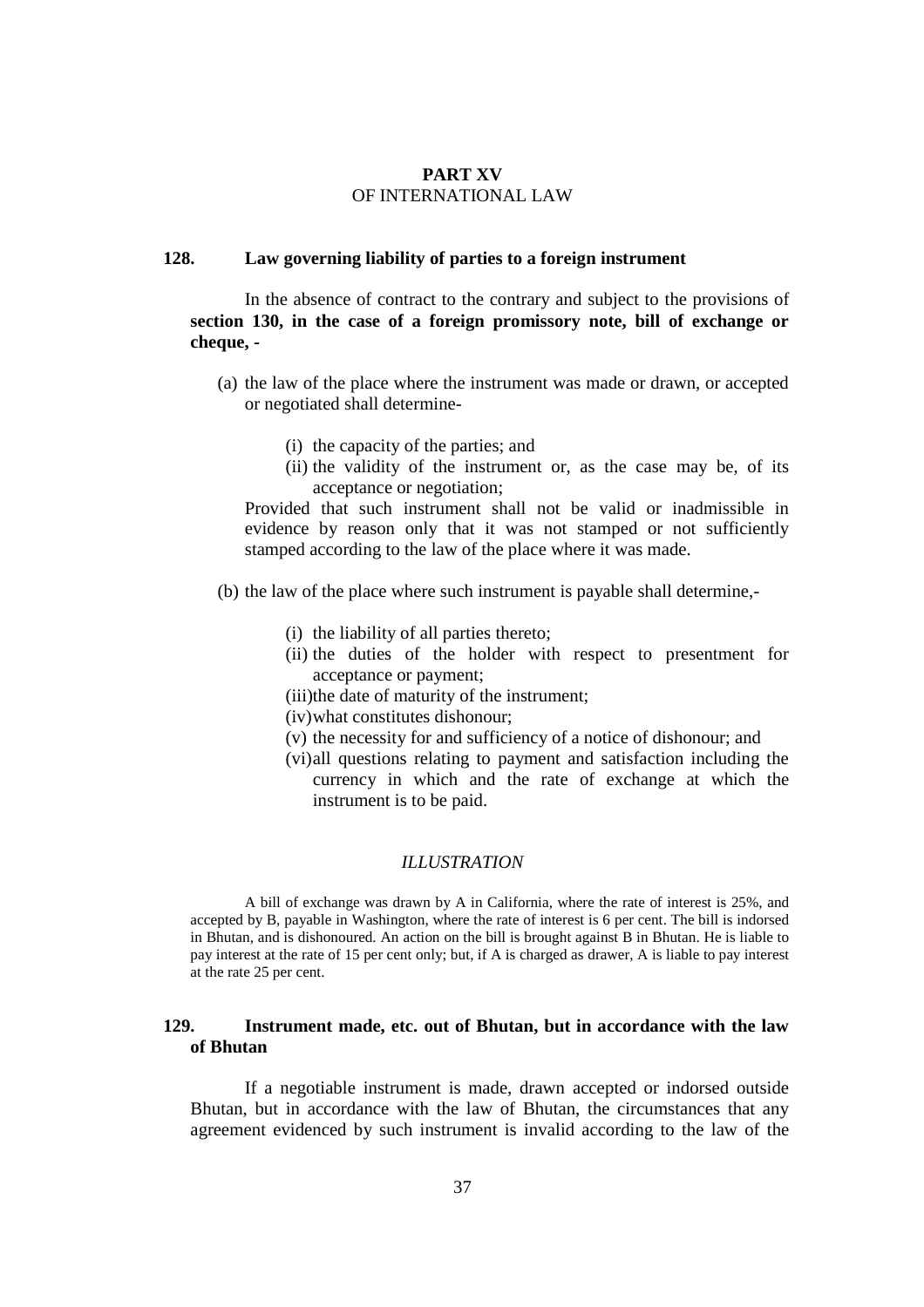## PART XV
### OF INTERNATIONAL LAW

### 128. Law governing liability of parties to a foreign instrument

In the absence of contract to the contrary and subject to the provisions of **section 130, in the case of a foreign promissory note, bill of exchange or cheque, -**

(a) the law of the place where the instrument was made or drawn, or accepted or negotiated shall determine-

(i) the capacity of the parties; and
(ii) the validity of the instrument or, as the case may be, of its acceptance or negotiation;

Provided that such instrument shall not be valid or inadmissible in evidence by reason only that it was not stamped or not sufficiently stamped according to the law of the place where it was made.

(b) the law of the place where such instrument is payable shall determine,-

(i) the liability of all parties thereto;
(ii) the duties of the holder with respect to presentment for acceptance or payment;
(iii)the date of maturity of the instrument;
(iv)what constitutes dishonour;
(v) the necessity for and sufficiency of a notice of dishonour; and
(vi)all questions relating to payment and satisfaction including the currency in which and the rate of exchange at which the instrument is to be paid.

*ILLUSTRATION*

A bill of exchange was drawn by A in California, where the rate of interest is 25%, and accepted by B, payable in Washington, where the rate of interest is 6 per cent. The bill is indorsed in Bhutan, and is dishonoured. An action on the bill is brought against B in Bhutan. He is liable to pay interest at the rate of 15 per cent only; but, if A is charged as drawer, A is liable to pay interest at the rate 25 per cent.

### 129. Instrument made, etc. out of Bhutan, but in accordance with the law of Bhutan

If a negotiable instrument is made, drawn accepted or indorsed outside Bhutan, but in accordance with the law of Bhutan, the circumstances that any agreement evidenced by such instrument is invalid according to the law of the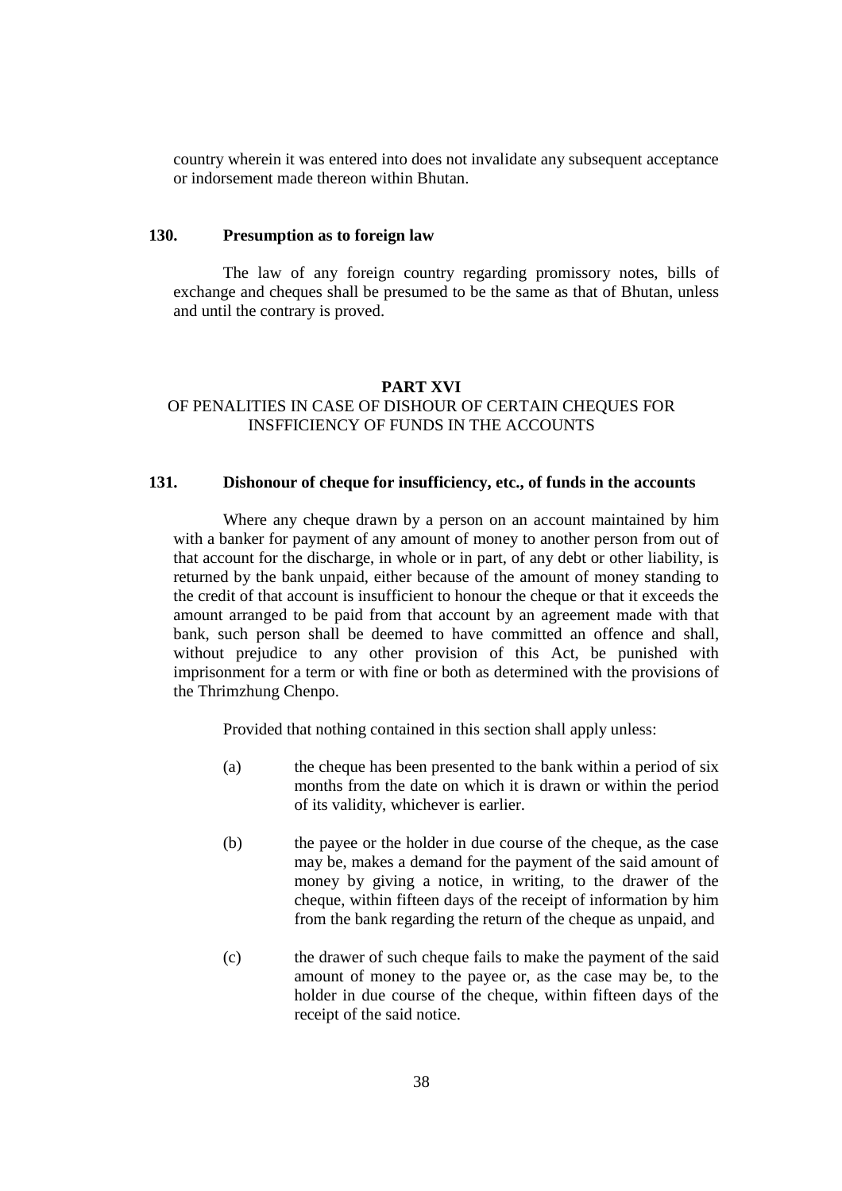country wherein it was entered into does not invalidate any subsequent acceptance or indorsement made thereon within Bhutan.

### 130. Presumption as to foreign law

The law of any foreign country regarding promissory notes, bills of exchange and cheques shall be presumed to be the same as that of Bhutan, unless and until the contrary is proved.

## PART XVI

## OF PENALITIES IN CASE OF DISHOUR OF CERTAIN CHEQUES FOR INSFFICIENCY OF FUNDS IN THE ACCOUNTS

### 131. Dishonour of cheque for insufficiency, etc., of funds in the accounts

Where any cheque drawn by a person on an account maintained by him with a banker for payment of any amount of money to another person from out of that account for the discharge, in whole or in part, of any debt or other liability, is returned by the bank unpaid, either because of the amount of money standing to the credit of that account is insufficient to honour the cheque or that it exceeds the amount arranged to be paid from that account by an agreement made with that bank, such person shall be deemed to have committed an offence and shall, without prejudice to any other provision of this Act, be punished with imprisonment for a term or with fine or both as determined with the provisions of the Thrimzhung Chenpo.

Provided that nothing contained in this section shall apply unless:

(a) the cheque has been presented to the bank within a period of six months from the date on which it is drawn or within the period of its validity, whichever is earlier.

(b) the payee or the holder in due course of the cheque, as the case may be, makes a demand for the payment of the said amount of money by giving a notice, in writing, to the drawer of the cheque, within fifteen days of the receipt of information by him from the bank regarding the return of the cheque as unpaid, and

(c) the drawer of such cheque fails to make the payment of the said amount of money to the payee or, as the case may be, to the holder in due course of the cheque, within fifteen days of the receipt of the said notice.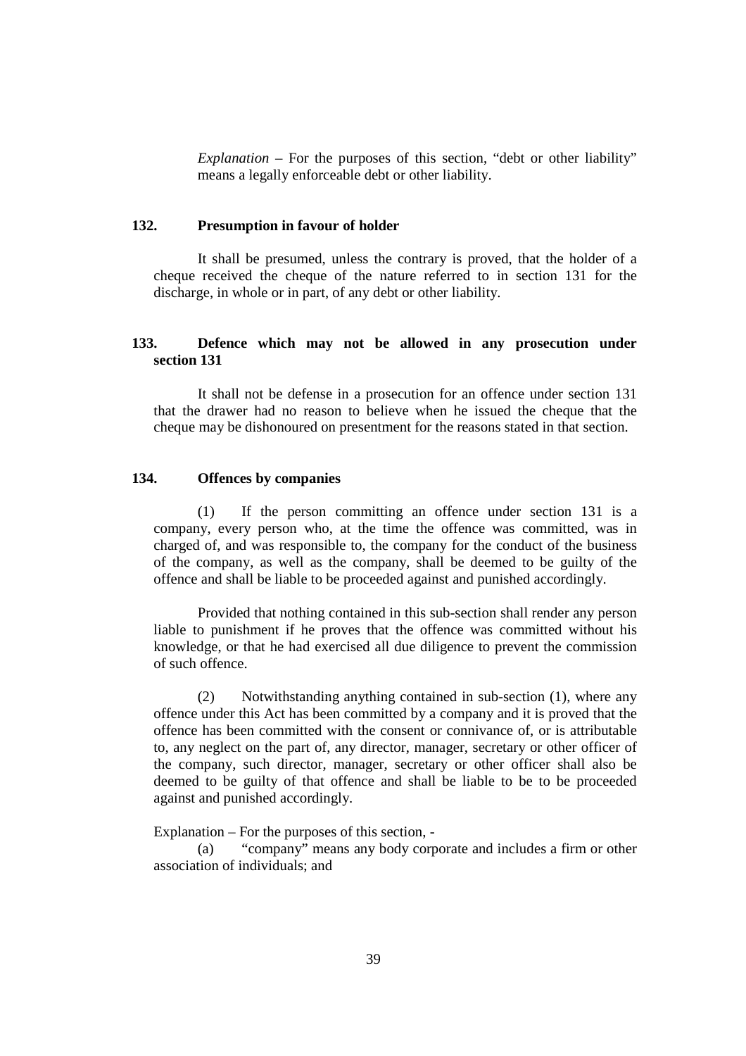*Explanation* – For the purposes of this section, "debt or other liability" means a legally enforceable debt or other liability.

### 132. Presumption in favour of holder

It shall be presumed, unless the contrary is proved, that the holder of a cheque received the cheque of the nature referred to in section 131 for the discharge, in whole or in part, of any debt or other liability.

### 133. Defence which may not be allowed in any prosecution under section 131

It shall not be defense in a prosecution for an offence under section 131 that the drawer had no reason to believe when he issued the cheque that the cheque may be dishonoured on presentment for the reasons stated in that section.

### 134. Offences by companies

(1) If the person committing an offence under section 131 is a company, every person who, at the time the offence was committed, was in charged of, and was responsible to, the company for the conduct of the business of the company, as well as the company, shall be deemed to be guilty of the offence and shall be liable to be proceeded against and punished accordingly.

Provided that nothing contained in this sub-section shall render any person liable to punishment if he proves that the offence was committed without his knowledge, or that he had exercised all due diligence to prevent the commission of such offence.

(2) Notwithstanding anything contained in sub-section (1), where any offence under this Act has been committed by a company and it is proved that the offence has been committed with the consent or connivance of, or is attributable to, any neglect on the part of, any director, manager, secretary or other officer of the company, such director, manager, secretary or other officer shall also be deemed to be guilty of that offence and shall be liable to be to be proceeded against and punished accordingly.

Explanation – For the purposes of this section, -

(a) "company" means any body corporate and includes a firm or other association of individuals; and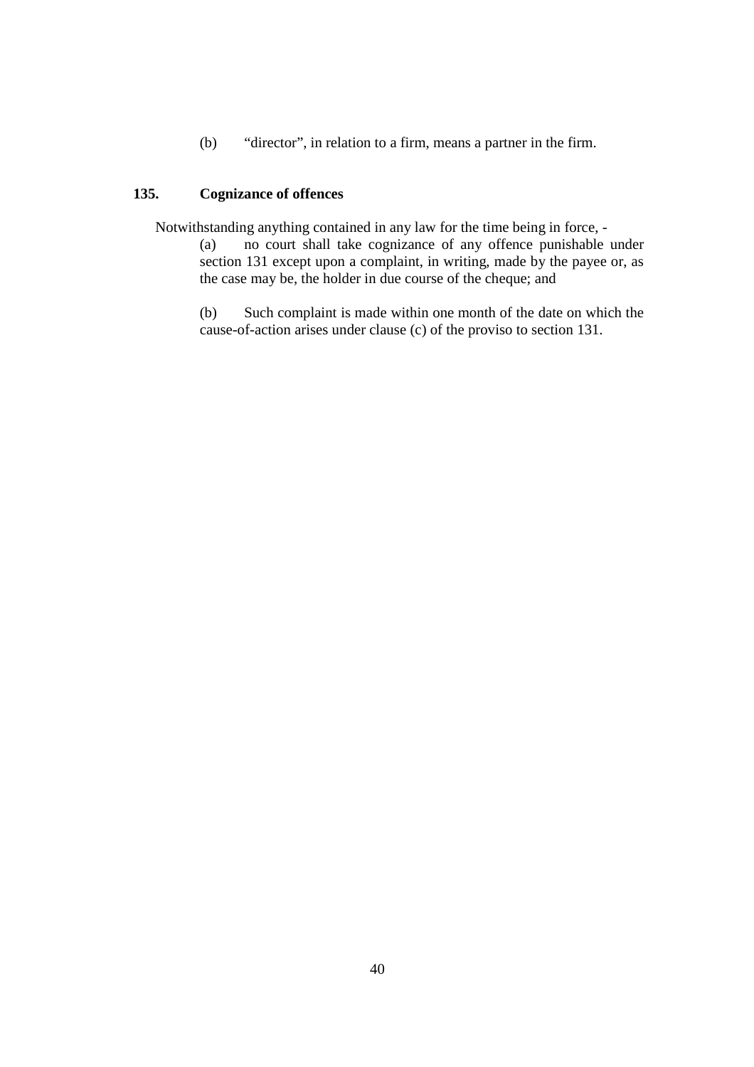(b) "director", in relation to a firm, means a partner in the firm.

### 135. Cognizance of offences

Notwithstanding anything contained in any law for the time being in force, -

(a) no court shall take cognizance of any offence punishable under section 131 except upon a complaint, in writing, made by the payee or, as the case may be, the holder in due course of the cheque; and

(b) Such complaint is made within one month of the date on which the cause-of-action arises under clause (c) of the proviso to section 131.